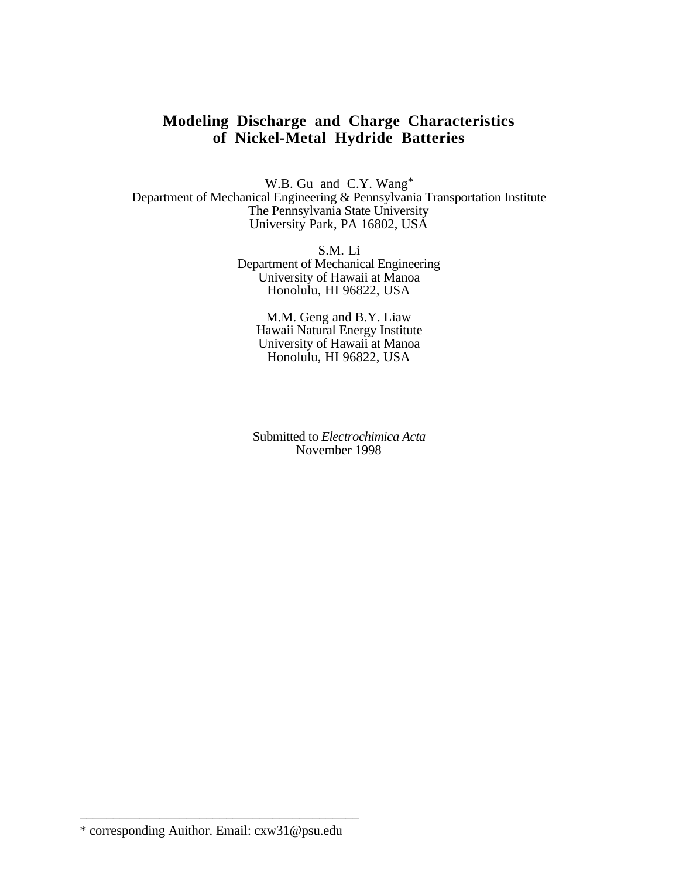# Modeling Discharge and Charge Characteristics of Nickel-Metal Hydride Batteries

W.B. Gu and C.Y. Wang*
Department of Mechanical Engineering & Pennsylvania Transportation Institute
The Pennsylvania State University
University Park, PA 16802, USA

S.M. Li
Department of Mechanical Engineering
University of Hawaii at Manoa
Honolulu, HI 96822, USA

M.M. Geng and B.Y. Liaw
Hawaii Natural Energy Institute
University of Hawaii at Manoa
Honolulu, HI 96822, USA

Submitted to *Electrochimica Acta*
November 1998

---

* corresponding Auithor. Email: cxw31@psu.edu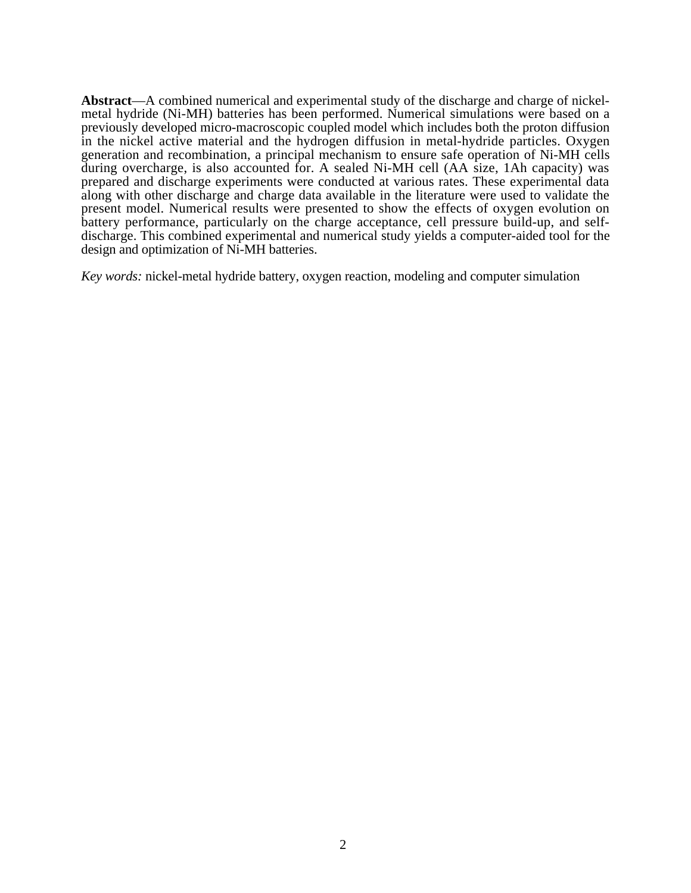**Abstract**—A combined numerical and experimental study of the discharge and charge of nickel-metal hydride (Ni-MH) batteries has been performed. Numerical simulations were based on a previously developed micro-macroscopic coupled model which includes both the proton diffusion in the nickel active material and the hydrogen diffusion in metal-hydride particles. Oxygen generation and recombination, a principal mechanism to ensure safe operation of Ni-MH cells during overcharge, is also accounted for. A sealed Ni-MH cell (AA size, 1Ah capacity) was prepared and discharge experiments were conducted at various rates. These experimental data along with other discharge and charge data available in the literature were used to validate the present model. Numerical results were presented to show the effects of oxygen evolution on battery performance, particularly on the charge acceptance, cell pressure build-up, and self-discharge. This combined experimental and numerical study yields a computer-aided tool for the design and optimization of Ni-MH batteries.

*Key words:* nickel-metal hydride battery, oxygen reaction, modeling and computer simulation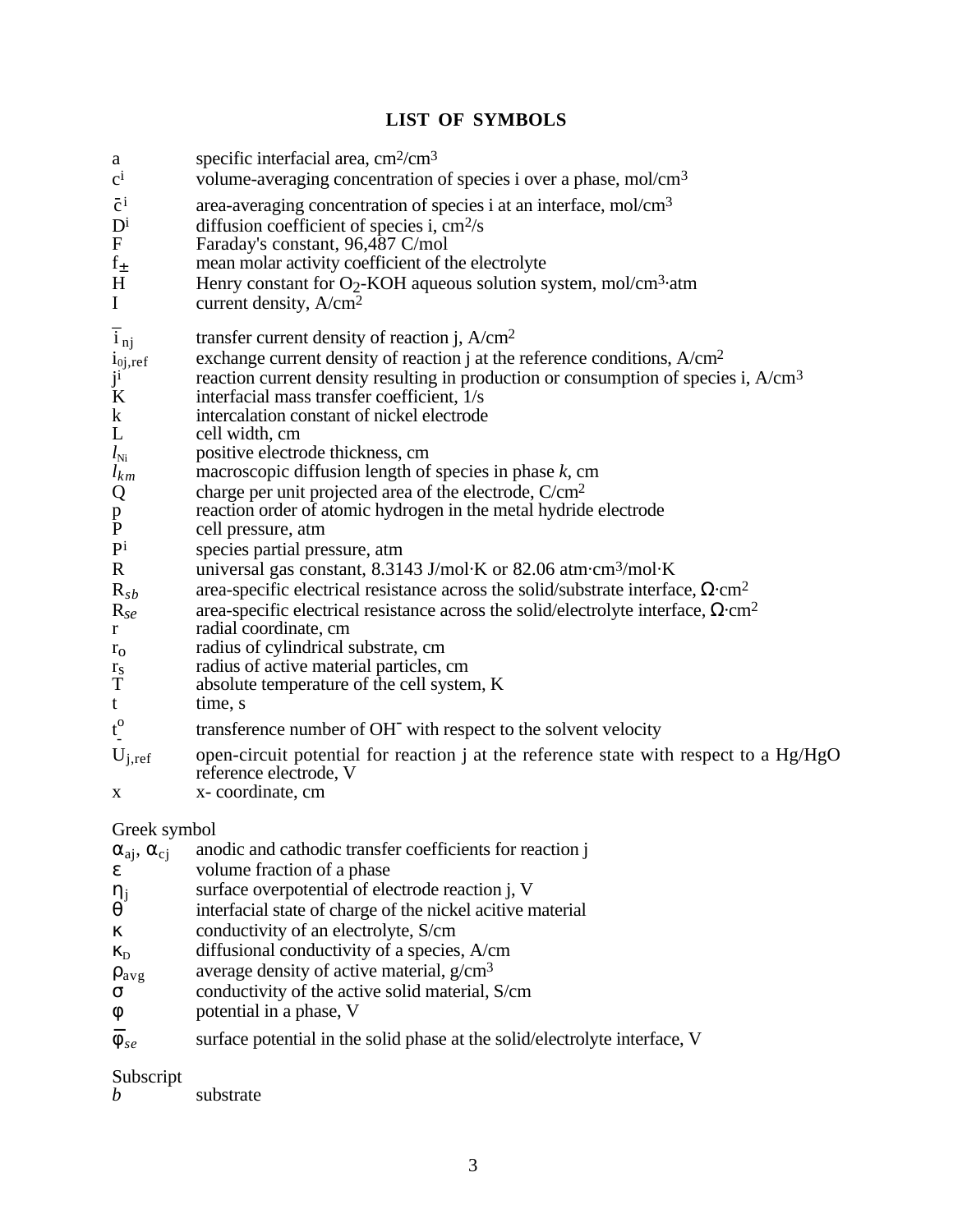## LIST OF SYMBOLS

| | |
|---|---|
| $a$ | specific interfacial area, $cm^2/cm^3$ |
| $c^i$ | volume-averaging concentration of species i over a phase, $mol/cm^3$ |
| $\bar{c}^i$ | area-averaging concentration of species i at an interface, $mol/cm^3$ |
| $D^i$ | diffusion coefficient of species i, $cm^2/s$ |
| F | Faraday's constant, 96,487 C/mol |
| $f_{\pm}$ | mean molar activity coefficient of the electrolyte |
| H | Henry constant for $O_2$-KOH aqueous solution system, $mol/cm^3 \cdot atm$ |
| I | current density, $A/cm^2$ |
| $\bar{i}_{nj}$ | transfer current density of reaction j, $A/cm^2$ |
| $i_{0j,ref}$ | exchange current density of reaction j at the reference conditions, $A/cm^2$ |
| $j^i$ | reaction current density resulting in production or consumption of species i, $A/cm^3$ |
| K | interfacial mass transfer coefficient, 1/s |
| k | intercalation constant of nickel electrode |
| L | cell width, cm |
| $l_{Ni}$ | positive electrode thickness, cm |
| $l_{km}$ | macroscopic diffusion length of species in phase *k*, cm |
| Q | charge per unit projected area of the electrode, $C/cm^2$ |
| p | reaction order of atomic hydrogen in the metal hydride electrode |
| P | cell pressure, atm |
| $P^i$ | species partial pressure, atm |
| R | universal gas constant, 8.3143 J/mol·K or 82.06 atm·$cm^3$/mol·K |
| $R_{sb}$ | area-specific electrical resistance across the solid/substrate interface, $\Omega \cdot cm^2$ |
| $R_{se}$ | area-specific electrical resistance across the solid/electrolyte interface, $\Omega \cdot cm^2$ |
| r | radial coordinate, cm |
| $r_o$ | radius of cylindrical substrate, cm |
| $r_s$ | radius of active material particles, cm |
| T | absolute temperature of the cell system, K |
| t | time, s |
| $t^o_-$ | transference number of $OH^-$ with respect to the solvent velocity |
| $U_{j,ref}$ | open-circuit potential for reaction j at the reference state with respect to a Hg/HgO reference electrode, V |
| x | x- coordinate, cm |

Greek symbol

| | |
|---|---|
| $\alpha_{aj}$, $\alpha_{cj}$ | anodic and cathodic transfer coefficients for reaction j |
| $\varepsilon$ | volume fraction of a phase |
| $\eta_j$ | surface overpotential of electrode reaction j, V |
| $\theta$ | interfacial state of charge of the nickel acitive material |
| $\kappa$ | conductivity of an electrolyte, S/cm |
| $\kappa_D$ | diffusional conductivity of a species, A/cm |
| $\rho_{avg}$ | average density of active material, $g/cm^3$ |
| $\sigma$ | conductivity of the active solid material, S/cm |
| $\phi$ | potential in a phase, V |
| $\bar{\phi}_{se}$ | surface potential in the solid phase at the solid/electrolyte interface, V |

Subscript

| | |
|---|---|
| *b* | substrate |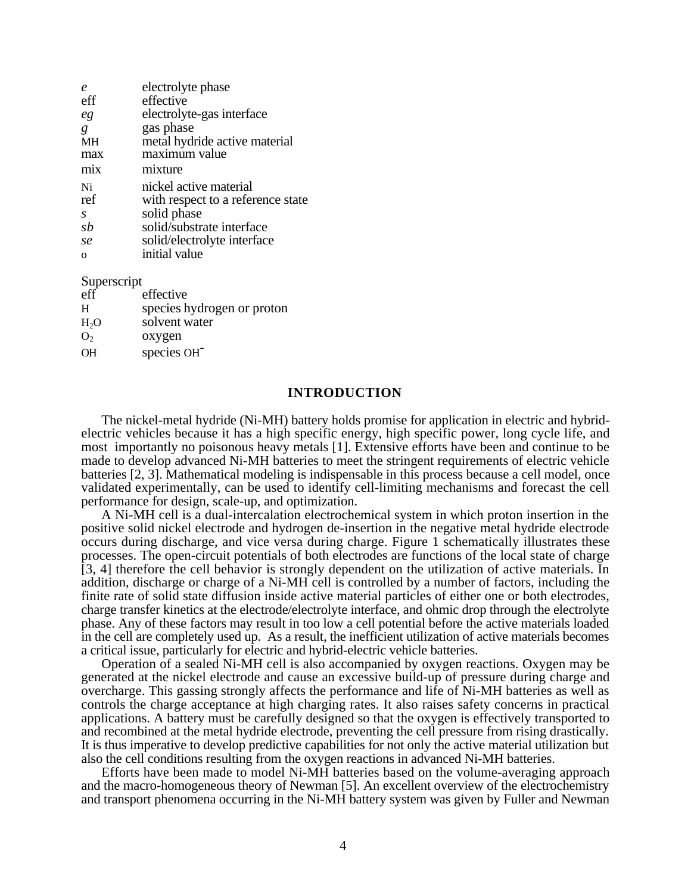| | |
|---|---|
| $e$ | electrolyte phase |
| eff | effective |
| $eg$ | electrolyte-gas interface |
| $g$ | gas phase |
| MH | metal hydride active material |
| max | maximum value |
| mix | mixture |
| Ni | nickel active material |
| ref | with respect to a reference state |
| $s$ | solid phase |
| $sb$ | solid/substrate interface |
| $se$ | solid/electrolyte interface |
| o | initial value |

Superscript

| | |
|---|---|
| eff | effective |
| H | species hydrogen or proton |
| $H_2O$ | solvent water |
| $O_2$ | oxygen |
| OH | species $OH^-$ |

## INTRODUCTION

The nickel-metal hydride (Ni-MH) battery holds promise for application in electric and hybrid-electric vehicles because it has a high specific energy, high specific power, long cycle life, and most importantly no poisonous heavy metals [1]. Extensive efforts have been and continue to be made to develop advanced Ni-MH batteries to meet the stringent requirements of electric vehicle batteries [2, 3]. Mathematical modeling is indispensable in this process because a cell model, once validated experimentally, can be used to identify cell-limiting mechanisms and forecast the cell performance for design, scale-up, and optimization.

A Ni-MH cell is a dual-intercalation electrochemical system in which proton insertion in the positive solid nickel electrode and hydrogen de-insertion in the negative metal hydride electrode occurs during discharge, and vice versa during charge. Figure 1 schematically illustrates these processes. The open-circuit potentials of both electrodes are functions of the local state of charge [3, 4] therefore the cell behavior is strongly dependent on the utilization of active materials. In addition, discharge or charge of a Ni-MH cell is controlled by a number of factors, including the finite rate of solid state diffusion inside active material particles of either one or both electrodes, charge transfer kinetics at the electrode/electrolyte interface, and ohmic drop through the electrolyte phase. Any of these factors may result in too low a cell potential before the active materials loaded in the cell are completely used up. As a result, the inefficient utilization of active materials becomes a critical issue, particularly for electric and hybrid-electric vehicle batteries.

Operation of a sealed Ni-MH cell is also accompanied by oxygen reactions. Oxygen may be generated at the nickel electrode and cause an excessive build-up of pressure during charge and overcharge. This gassing strongly affects the performance and life of Ni-MH batteries as well as controls the charge acceptance at high charging rates. It also raises safety concerns in practical applications. A battery must be carefully designed so that the oxygen is effectively transported to and recombined at the metal hydride electrode, preventing the cell pressure from rising drastically. It is thus imperative to develop predictive capabilities for not only the active material utilization but also the cell conditions resulting from the oxygen reactions in advanced Ni-MH batteries.

Efforts have been made to model Ni-MH batteries based on the volume-averaging approach and the macro-homogeneous theory of Newman [5]. An excellent overview of the electrochemistry and transport phenomena occurring in the Ni-MH battery system was given by Fuller and Newman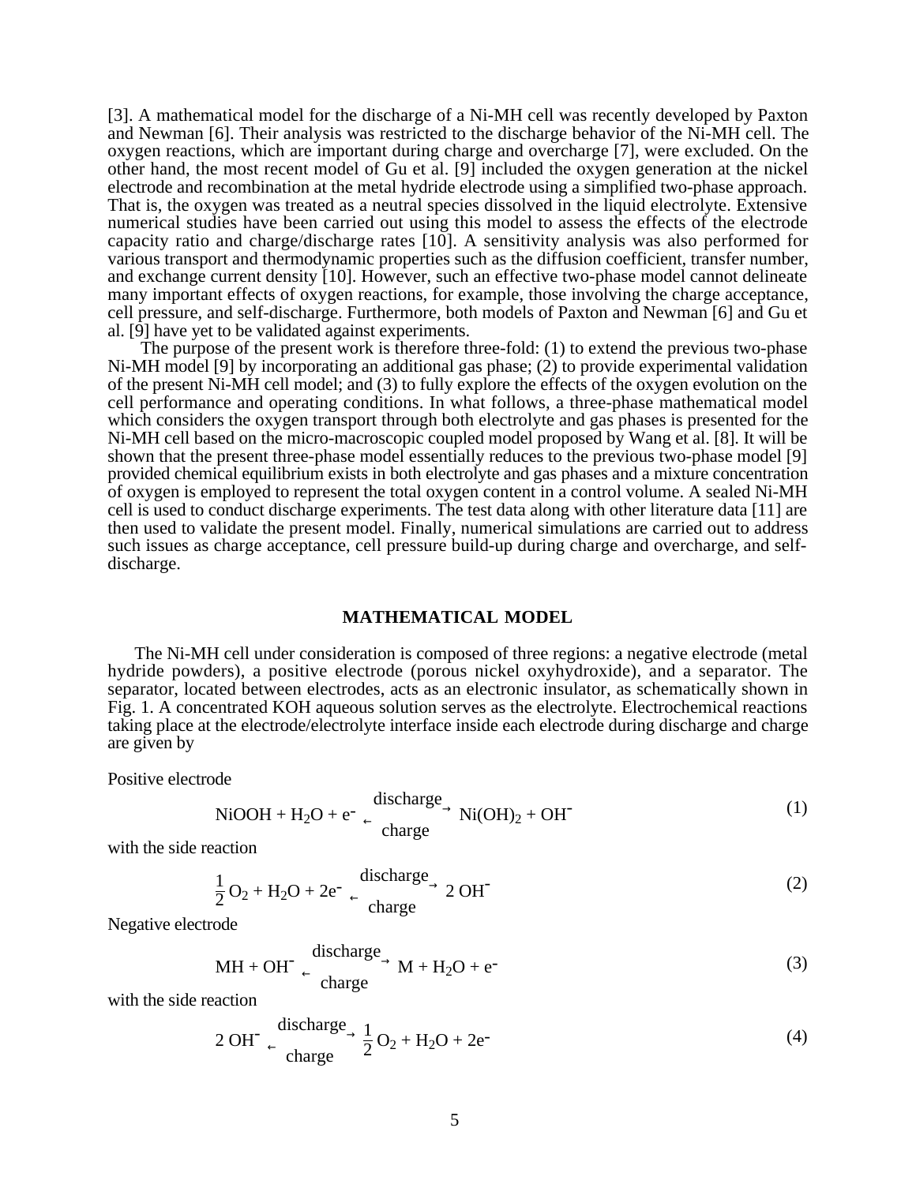[3]. A mathematical model for the discharge of a Ni-MH cell was recently developed by Paxton and Newman [6]. Their analysis was restricted to the discharge behavior of the Ni-MH cell. The oxygen reactions, which are important during charge and overcharge [7], were excluded. On the other hand, the most recent model of Gu et al. [9] included the oxygen generation at the nickel electrode and recombination at the metal hydride electrode using a simplified two-phase approach. That is, the oxygen was treated as a neutral species dissolved in the liquid electrolyte. Extensive numerical studies have been carried out using this model to assess the effects of the electrode capacity ratio and charge/discharge rates [10]. A sensitivity analysis was also performed for various transport and thermodynamic properties such as the diffusion coefficient, transfer number, and exchange current density [10]. However, such an effective two-phase model cannot delineate many important effects of oxygen reactions, for example, those involving the charge acceptance, cell pressure, and self-discharge. Furthermore, both models of Paxton and Newman [6] and Gu et al. [9] have yet to be validated against experiments.

The purpose of the present work is therefore three-fold: (1) to extend the previous two-phase Ni-MH model [9] by incorporating an additional gas phase; (2) to provide experimental validation of the present Ni-MH cell model; and (3) to fully explore the effects of the oxygen evolution on the cell performance and operating conditions. In what follows, a three-phase mathematical model which considers the oxygen transport through both electrolyte and gas phases is presented for the Ni-MH cell based on the micro-macroscopic coupled model proposed by Wang et al. [8]. It will be shown that the present three-phase model essentially reduces to the previous two-phase model [9] provided chemical equilibrium exists in both electrolyte and gas phases and a mixture concentration of oxygen is employed to represent the total oxygen content in a control volume. A sealed Ni-MH cell is used to conduct discharge experiments. The test data along with other literature data [11] are then used to validate the present model. Finally, numerical simulations are carried out to address such issues as charge acceptance, cell pressure build-up during charge and overcharge, and self-discharge.

## MATHEMATICAL MODEL

The Ni-MH cell under consideration is composed of three regions: a negative electrode (metal hydride powders), a positive electrode (porous nickel oxyhydroxide), and a separator. The separator, located between electrodes, acts as an electronic insulator, as schematically shown in Fig. 1. A concentrated KOH aqueous solution serves as the electrolyte. Electrochemical reactions taking place at the electrode/electrolyte interface inside each electrode during discharge and charge are given by

Positive electrode

$$\mathrm{NiOOH + H_2O + e^-} \underset{\text{charge}}{\overset{\text{discharge}}{\rightleftarrows}} \mathrm{Ni(OH)_2 + OH^-} \tag{1}$$

with the side reaction

$$\frac{1}{2}\mathrm{O_2 + H_2O + 2e^-} \underset{\text{charge}}{\overset{\text{discharge}}{\rightleftarrows}} \mathrm{2\,OH^-} \tag{2}$$

Negative electrode

$$\mathrm{MH + OH^-} \underset{\text{charge}}{\overset{\text{discharge}}{\rightleftarrows}} \mathrm{M + H_2O + e^-} \tag{3}$$

with the side reaction

$$\mathrm{2\,OH^-} \underset{\text{charge}}{\overset{\text{discharge}}{\rightleftarrows}} \frac{1}{2}\mathrm{O_2 + H_2O + 2e^-} \tag{4}$$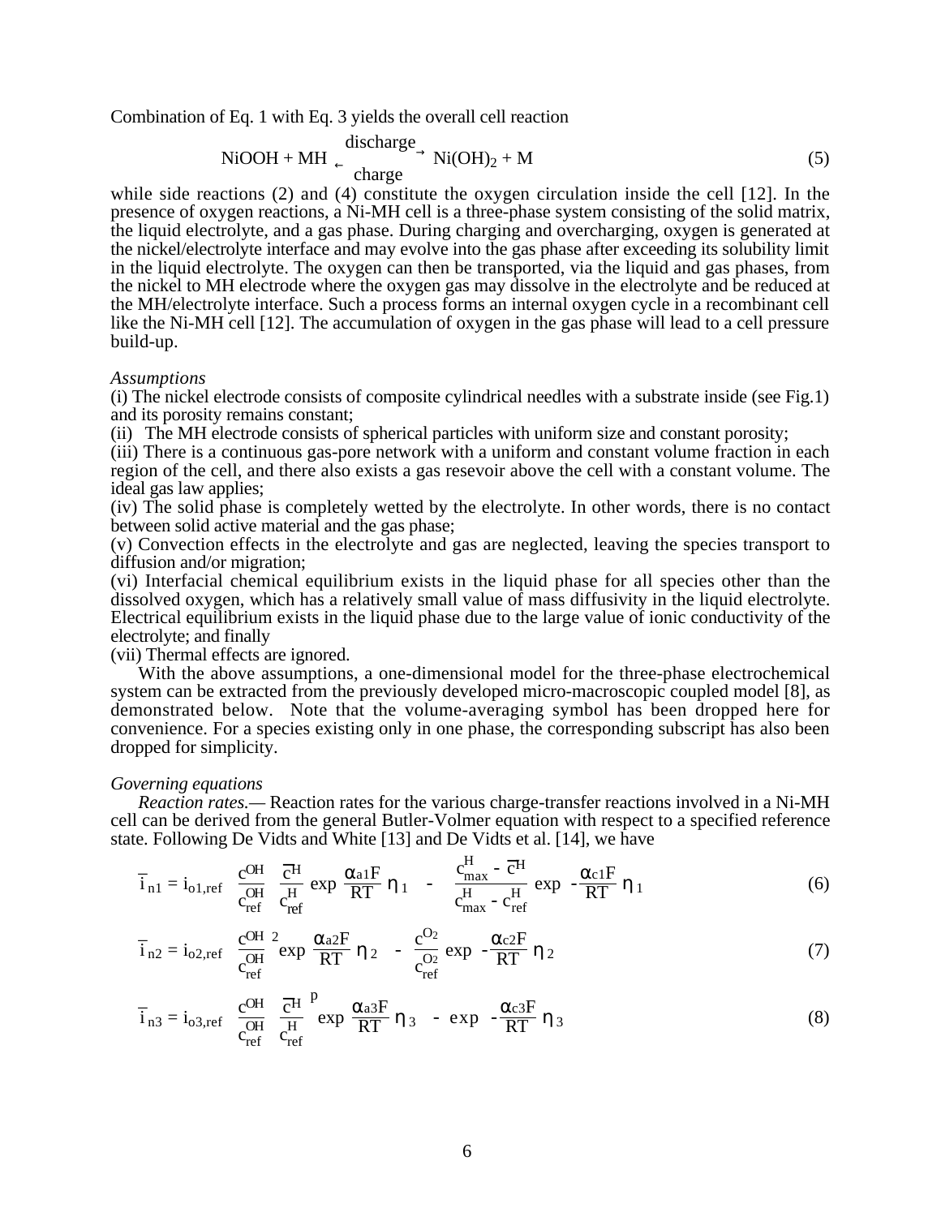Combination of Eq. 1 with Eq. 3 yields the overall cell reaction

$$\mathrm{NiOOH + MH} \underset{\text{charge}}{\overset{\text{discharge}}{\rightleftharpoons}} \mathrm{Ni(OH)_2 + M} \tag{5}$$

while side reactions (2) and (4) constitute the oxygen circulation inside the cell [12]. In the presence of oxygen reactions, a Ni-MH cell is a three-phase system consisting of the solid matrix, the liquid electrolyte, and a gas phase. During charging and overcharging, oxygen is generated at the nickel/electrolyte interface and may evolve into the gas phase after exceeding its solubility limit in the liquid electrolyte. The oxygen can then be transported, via the liquid and gas phases, from the nickel to MH electrode where the oxygen gas may dissolve in the electrolyte and be reduced at the MH/electrolyte interface. Such a process forms an internal oxygen cycle in a recombinant cell like the Ni-MH cell [12]. The accumulation of oxygen in the gas phase will lead to a cell pressure build-up.

*Assumptions*

(i) The nickel electrode consists of composite cylindrical needles with a substrate inside (see Fig.1) and its porosity remains constant;

(ii) The MH electrode consists of spherical particles with uniform size and constant porosity;

(iii) There is a continuous gas-pore network with a uniform and constant volume fraction in each region of the cell, and there also exists a gas resevoir above the cell with a constant volume. The ideal gas law applies;

(iv) The solid phase is completely wetted by the electrolyte. In other words, there is no contact between solid active material and the gas phase;

(v) Convection effects in the electrolyte and gas are neglected, leaving the species transport to diffusion and/or migration;

(vi) Interfacial chemical equilibrium exists in the liquid phase for all species other than the dissolved oxygen, which has a relatively small value of mass diffusivity in the liquid electrolyte. Electrical equilibrium exists in the liquid phase due to the large value of ionic conductivity of the electrolyte; and finally

(vii) Thermal effects are ignored.

With the above assumptions, a one-dimensional model for the three-phase electrochemical system can be extracted from the previously developed micro-macroscopic coupled model [8], as demonstrated below. Note that the volume-averaging symbol has been dropped here for convenience. For a species existing only in one phase, the corresponding subscript has also been dropped for simplicity.

*Governing equations*

*Reaction rates.*— Reaction rates for the various charge-transfer reactions involved in a Ni-MH cell can be derived from the general Butler-Volmer equation with respect to a specified reference state. Following De Vidts and White [13] and De Vidts et al. [14], we have

$$\bar{i}_{n1} = i_{o1,ref} \left[ \frac{c^{OH}}{c^{OH}_{ref}} \frac{\bar{c}^{H}}{c^{H}_{ref}} \exp\left(\frac{\alpha_{a1}F}{RT}\eta_1\right) - \frac{c^{H}_{max} - \bar{c}^{H}}{c^{H}_{max} - c^{H}_{ref}} \exp\left(-\frac{\alpha_{c1}F}{RT}\eta_1\right) \right] \tag{6}$$

$$\bar{i}_{n2} = i_{o2,ref} \left[ \left(\frac{c^{OH}}{c^{OH}_{ref}}\right)^2 \exp\left(\frac{\alpha_{a2}F}{RT}\eta_2\right) - \frac{c^{O_2}}{c^{O_2}_{ref}} \exp\left(-\frac{\alpha_{c2}F}{RT}\eta_2\right) \right] \tag{7}$$

$$\bar{i}_{n3} = i_{o3,ref} \left[ \frac{c^{OH}}{c^{OH}_{ref}} \left(\frac{\bar{c}^{H}}{c^{H}_{ref}}\right)^p \exp\left(\frac{\alpha_{a3}F}{RT}\eta_3\right) - \exp\left(-\frac{\alpha_{c3}F}{RT}\eta_3\right) \right] \tag{8}$$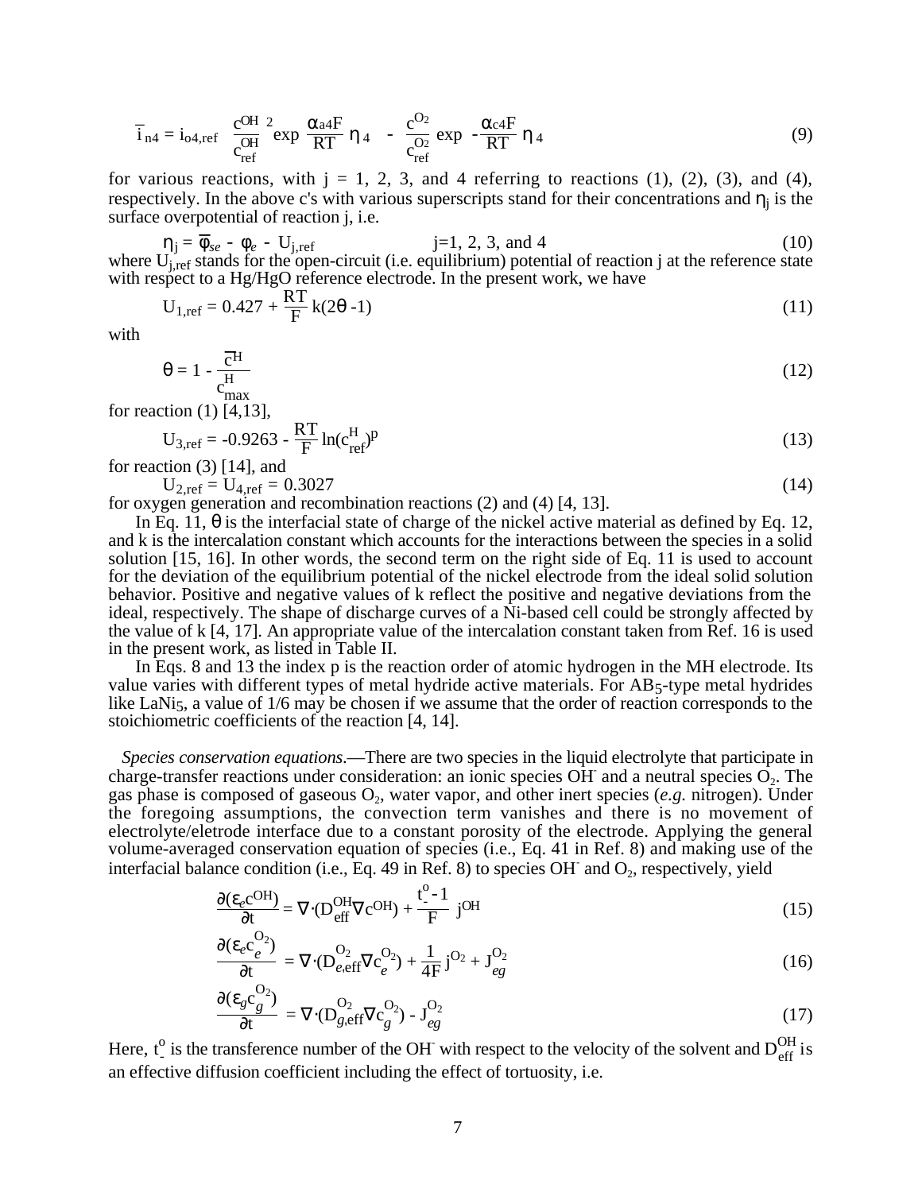$$\bar{i}_{n4} = i_{o4,ref}\left[\left(\frac{c^{OH}}{c^{OH}_{ref}}\right)^2 \exp\left(\frac{\alpha_{a4}F}{RT}\eta_4\right) - \frac{c^{O_2}}{c^{O_2}_{ref}} \exp\left(-\frac{\alpha_{c4}F}{RT}\eta_4\right)\right] \tag{9}$$

for various reactions, with j = 1, 2, 3, and 4 referring to reactions (1), (2), (3), and (4), respectively. In the above c's with various superscripts stand for their concentrations and $\eta_j$ is the surface overpotential of reaction j, i.e.

$$\eta_j = \overline{\phi}_{se} - \phi_e - U_{j,ref} \qquad j=1, 2, 3, \text{ and } 4 \tag{10}$$

where $U_{j,ref}$ stands for the open-circuit (i.e. equilibrium) potential of reaction j at the reference state with respect to a Hg/HgO reference electrode. In the present work, we have

$$U_{1,ref} = 0.427 + \frac{RT}{F} k(2\theta -1) \tag{11}$$

with

$$\theta = 1 - \frac{\overline{c}^H}{c^H_{max}} \tag{12}$$

for reaction (1) [4,13],

$$U_{3,ref} = -0.9263 - \frac{RT}{F} \ln(c^H_{ref})^p \tag{13}$$

for reaction (3) [14], and

$$U_{2,ref} = U_{4,ref} = 0.3027 \tag{14}$$

for oxygen generation and recombination reactions (2) and (4) [4, 13].

In Eq. 11, $\theta$ is the interfacial state of charge of the nickel active material as defined by Eq. 12, and k is the intercalation constant which accounts for the interactions between the species in a solid solution [15, 16]. In other words, the second term on the right side of Eq. 11 is used to account for the deviation of the equilibrium potential of the nickel electrode from the ideal solid solution behavior. Positive and negative values of k reflect the positive and negative deviations from the ideal, respectively. The shape of discharge curves of a Ni-based cell could be strongly affected by the value of k [4, 17]. An appropriate value of the intercalation constant taken from Ref. 16 is used in the present work, as listed in Table II.

In Eqs. 8 and 13 the index p is the reaction order of atomic hydrogen in the MH electrode. Its value varies with different types of metal hydride active materials. For $AB_5$-type metal hydrides like $LaNi_5$, a value of 1/6 may be chosen if we assume that the order of reaction corresponds to the stoichiometric coefficients of the reaction [4, 14].

*Species conservation equations.*—There are two species in the liquid electrolyte that participate in charge-transfer reactions under consideration: an ionic species $OH^-$ and a neutral species $O_2$. The gas phase is composed of gaseous $O_2$, water vapor, and other inert species (*e.g.* nitrogen). Under the foregoing assumptions, the convection term vanishes and there is no movement of electrolyte/eletrode interface due to a constant porosity of the electrode. Applying the general volume-averaged conservation equation of species (i.e., Eq. 41 in Ref. 8) and making use of the interfacial balance condition (i.e., Eq. 49 in Ref. 8) to species $OH^-$ and $O_2$, respectively, yield

$$\frac{\partial(\varepsilon_e c^{OH})}{\partial t} = \nabla\cdot(D^{OH}_{eff}\nabla c^{OH}) + \frac{t^o_- - 1}{F} j^{OH} \tag{15}$$

$$\frac{\partial(\varepsilon_e c^{O_2}_e)}{\partial t} = \nabla\cdot(D^{O_2}_{e,eff}\nabla c^{O_2}_e) + \frac{1}{4F} j^{O_2} + J^{O_2}_{eg} \tag{16}$$

$$\frac{\partial(\varepsilon_g c^{O_2}_g)}{\partial t} = \nabla\cdot(D^{O_2}_{g,eff}\nabla c^{O_2}_g) - J^{O_2}_{eg} \tag{17}$$

Here, $t^o_-$ is the transference number of the $OH^-$ with respect to the velocity of the solvent and $D^{OH}_{eff}$ is an effective diffusion coefficient including the effect of tortuosity, i.e.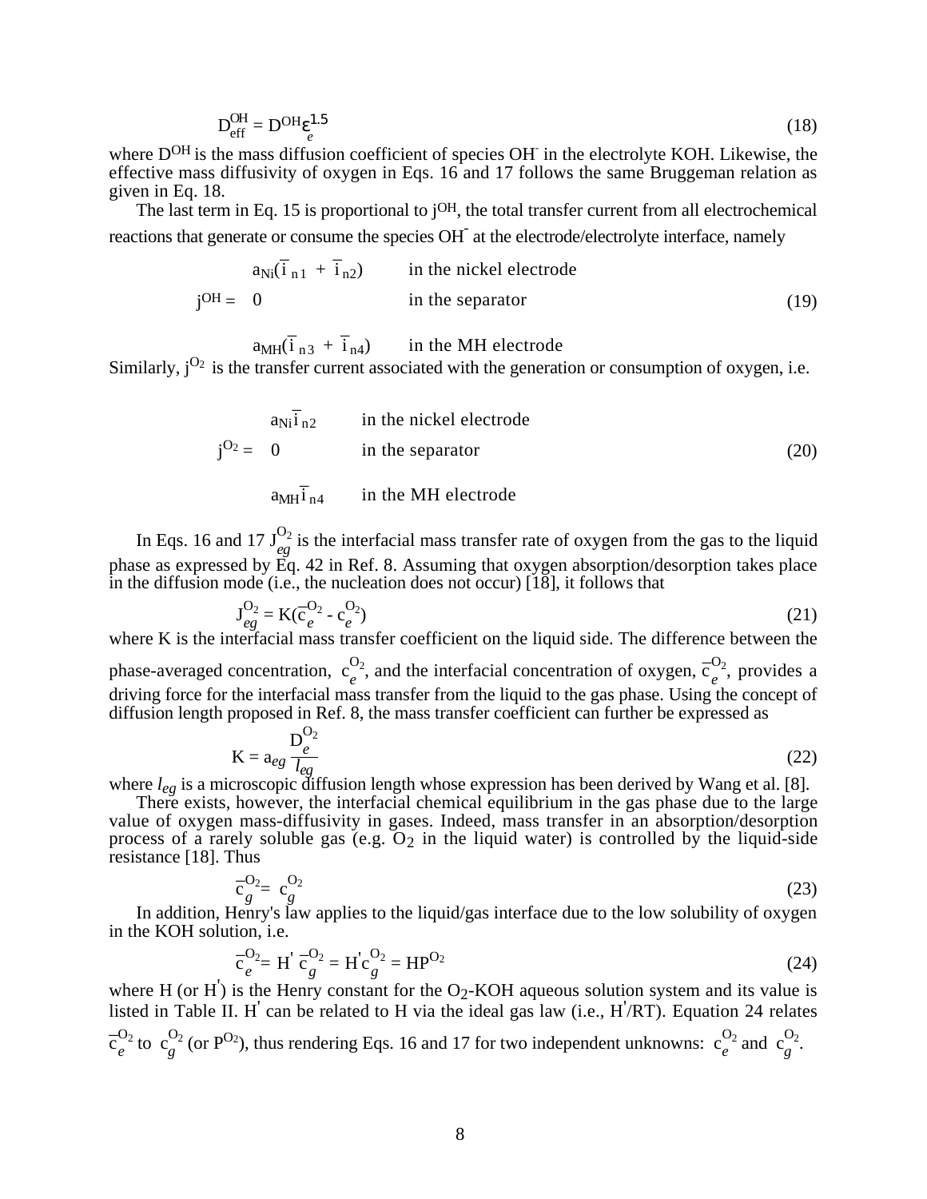$$D_{eff}^{OH} = D^{OH}\varepsilon_e^{1.5} \tag{18}$$

where $D^{OH}$ is the mass diffusion coefficient of species $OH^-$ in the electrolyte KOH. Likewise, the effective mass diffusivity of oxygen in Eqs. 16 and 17 follows the same Bruggeman relation as given in Eq. 18.

The last term in Eq. 15 is proportional to $j^{OH}$, the total transfer current from all electrochemical reactions that generate or consume the species $OH^-$ at the electrode/electrolyte interface, namely

$$j^{OH} = \begin{cases} a_{Ni}(\bar{i}_{n1} + \bar{i}_{n2}) & \text{in the nickel electrode} \\ 0 & \text{in the separator} \\ a_{MH}(\bar{i}_{n3} + \bar{i}_{n4}) & \text{in the MH electrode} \end{cases} \tag{19}$$

Similarly, $j^{O_2}$ is the transfer current associated with the generation or consumption of oxygen, i.e.

$$j^{O_2} = \begin{cases} a_{Ni}\bar{i}_{n2} & \text{in the nickel electrode} \\ 0 & \text{in the separator} \\ a_{MH}\bar{i}_{n4} & \text{in the MH electrode} \end{cases} \tag{20}$$

In Eqs. 16 and 17 $J_{eg}^{O_2}$ is the interfacial mass transfer rate of oxygen from the gas to the liquid phase as expressed by Eq. 42 in Ref. 8. Assuming that oxygen absorption/desorption takes place in the diffusion mode (i.e., the nucleation does not occur) [18], it follows that

$$J_{eg}^{O_2} = K(\bar{c}_e^{O_2} - c_e^{O_2}) \tag{21}$$

where K is the interfacial mass transfer coefficient on the liquid side. The difference between the phase-averaged concentration, $c_e^{O_2}$, and the interfacial concentration of oxygen, $\bar{c}_e^{O_2}$, provides a driving force for the interfacial mass transfer from the liquid to the gas phase. Using the concept of diffusion length proposed in Ref. 8, the mass transfer coefficient can further be expressed as

$$K = a_{eg}\frac{D_e^{O_2}}{l_{eg}} \tag{22}$$

where $l_{eg}$ is a microscopic diffusion length whose expression has been derived by Wang et al. [8].

There exists, however, the interfacial chemical equilibrium in the gas phase due to the large value of oxygen mass-diffusivity in gases. Indeed, mass transfer in an absorption/desorption process of a rarely soluble gas (e.g. $O_2$ in the liquid water) is controlled by the liquid-side resistance [18]. Thus

$$\bar{c}_g^{O_2} = c_g^{O_2} \tag{23}$$

In addition, Henry's law applies to the liquid/gas interface due to the low solubility of oxygen in the KOH solution, i.e.

$$\bar{c}_e^{O_2} = H'\,\bar{c}_g^{O_2} = H'c_g^{O_2} = HP^{O_2} \tag{24}$$

where H (or $H'$) is the Henry constant for the $O_2$-KOH aqueous solution system and its value is listed in Table II. $H'$ can be related to H via the ideal gas law (i.e., $H'/RT$). Equation 24 relates $\bar{c}_e^{O_2}$ to $c_g^{O_2}$ (or $P^{O_2}$), thus rendering Eqs. 16 and 17 for two independent unknowns: $c_e^{O_2}$ and $c_g^{O_2}$.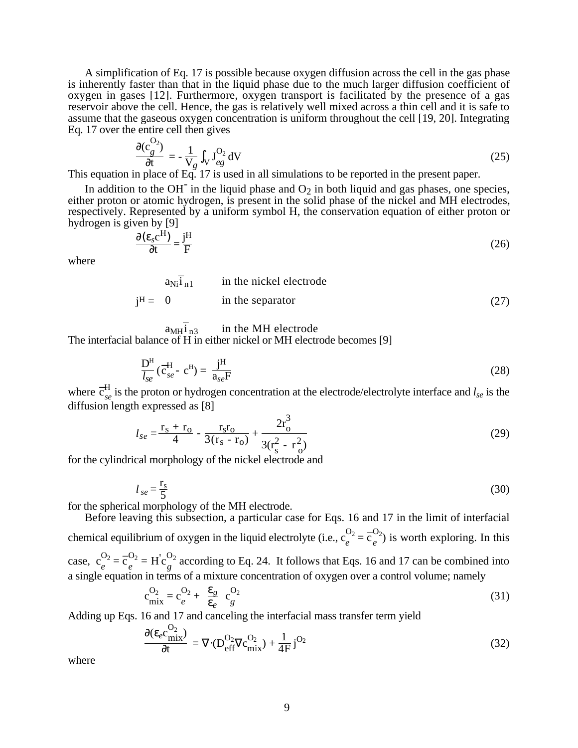A simplification of Eq. 17 is possible because oxygen diffusion across the cell in the gas phase is inherently faster than that in the liquid phase due to the much larger diffusion coefficient of oxygen in gases [12]. Furthermore, oxygen transport is facilitated by the presence of a gas reservoir above the cell. Hence, the gas is relatively well mixed across a thin cell and it is safe to assume that the gaseous oxygen concentration is uniform throughout the cell [19, 20]. Integrating Eq. 17 over the entire cell then gives

$$\frac{\partial (c_g^{O_2})}{\partial t} = -\frac{1}{V_g}\int_V J_{eg}^{O_2}\,dV \tag{25}$$

This equation in place of Eq. 17 is used in all simulations to be reported in the present paper.

In addition to the $OH^-$ in the liquid phase and $O_2$ in both liquid and gas phases, one species, either proton or atomic hydrogen, is present in the solid phase of the nickel and MH electrodes, respectively. Represented by a uniform symbol H, the conservation equation of either proton or hydrogen is given by [9]

$$\frac{\partial (\varepsilon_s c^H)}{\partial t} = \frac{j^H}{F} \tag{26}$$

where

$$j^H = \begin{cases} a_{Ni}\bar{i}_{n1} & \text{in the nickel electrode} \\ 0 & \text{in the separator} \\ a_{MH}\bar{i}_{n3} & \text{in the MH electrode} \end{cases} \tag{27}$$

The interfacial balance of H in either nickel or MH electrode becomes [9]

$$\frac{D^H}{l_{se}}\left(\bar{c}_{se}^H - c^H\right) = \frac{j^H}{a_{se}F} \tag{28}$$

where $\bar{c}_{se}^H$ is the proton or hydrogen concentration at the electrode/electrolyte interface and $l_{se}$ is the diffusion length expressed as [8]

$$l_{se} = \frac{r_s + r_o}{4} - \frac{r_s r_o}{3(r_s - r_o)} + \frac{2r_o^3}{3(r_s^2 - r_o^2)} \tag{29}$$

for the cylindrical morphology of the nickel electrode and

$$l_{se} = \frac{r_s}{5} \tag{30}$$

for the spherical morphology of the MH electrode.

Before leaving this subsection, a particular case for Eqs. 16 and 17 in the limit of interfacial chemical equilibrium of oxygen in the liquid electrolyte (i.e., $c_e^{O_2} = \bar{c}_e^{O_2}$) is worth exploring. In this case, $c_e^{O_2} = \bar{c}_e^{O_2} = H' c_g^{O_2}$ according to Eq. 24. It follows that Eqs. 16 and 17 can be combined into a single equation in terms of a mixture concentration of oxygen over a control volume; namely

$$c_{mix}^{O_2} = c_e^{O_2} + \frac{\varepsilon_g}{\varepsilon_e}\, c_g^{O_2} \tag{31}$$

Adding up Eqs. 16 and 17 and canceling the interfacial mass transfer term yield

$$\frac{\partial (\varepsilon_e c_{mix}^{O_2})}{\partial t} = \nabla\cdot\left(D_{eff}^{O_2}\nabla c_{mix}^{O_2}\right) + \frac{1}{4F} j^{O_2} \tag{32}$$

where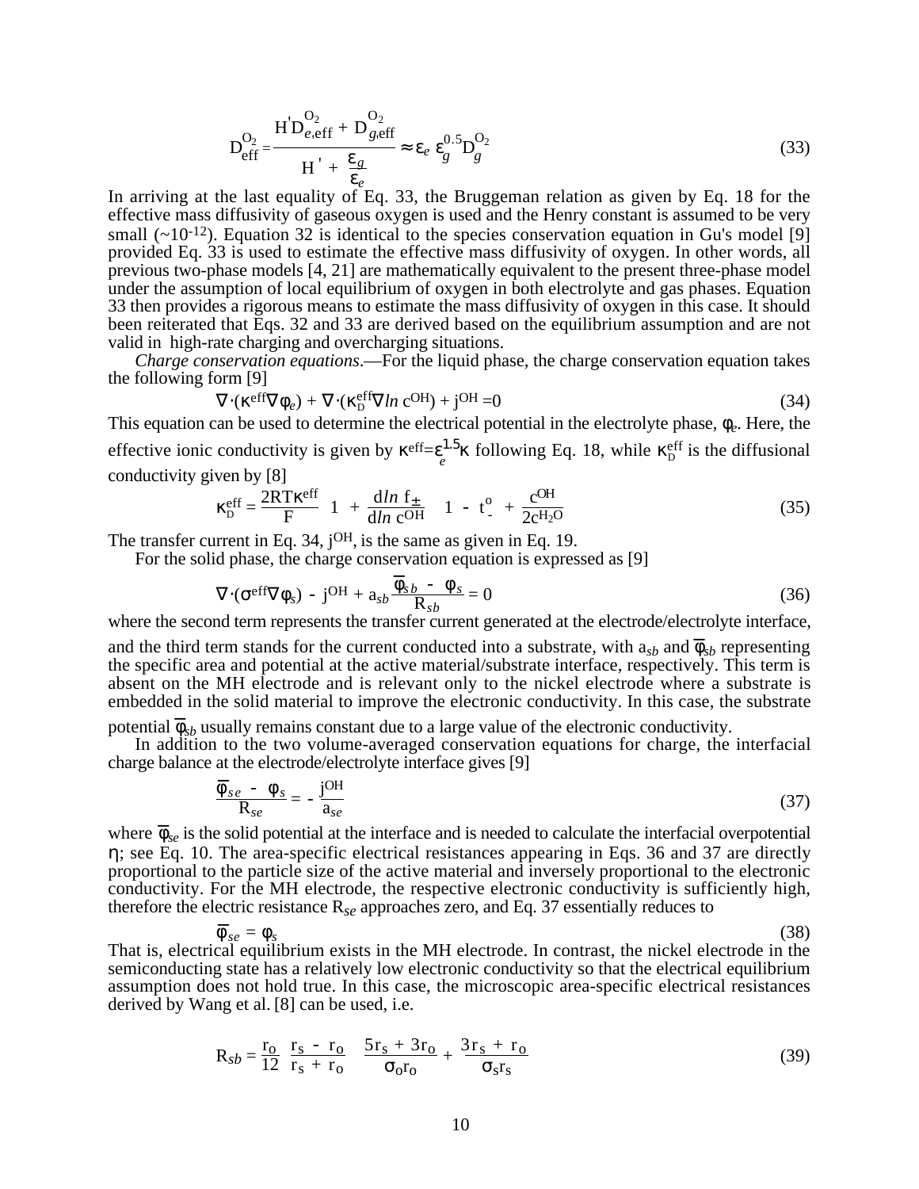$$D_{\text{eff}}^{O_2} = \frac{H' D_{e,\text{eff}}^{O_2} + D_{g,\text{eff}}^{O_2}}{H' + \frac{\varepsilon_g}{\varepsilon_e}} \approx \varepsilon_e\, \varepsilon_g^{0.5} D_g^{O_2} \tag{33}$$

In arriving at the last equality of Eq. 33, the Bruggeman relation as given by Eq. 18 for the effective mass diffusivity of gaseous oxygen is used and the Henry constant is assumed to be very small (~$10^{-12}$). Equation 32 is identical to the species conservation equation in Gu's model [9] provided Eq. 33 is used to estimate the effective mass diffusivity of oxygen. In other words, all previous two-phase models [4, 21] are mathematically equivalent to the present three-phase model under the assumption of local equilibrium of oxygen in both electrolyte and gas phases. Equation 33 then provides a rigorous means to estimate the mass diffusivity of oxygen in this case. It should been reiterated that Eqs. 32 and 33 are derived based on the equilibrium assumption and are not valid in high-rate charging and overcharging situations.

*Charge conservation equations*.—For the liquid phase, the charge conservation equation takes the following form [9]

$$\nabla\cdot(\kappa^{\text{eff}}\nabla\phi_e) + \nabla\cdot(\kappa_D^{\text{eff}}\nabla \ln c^{OH}) + j^{OH} = 0 \tag{34}$$

This equation can be used to determine the electrical potential in the electrolyte phase, $\phi_e$. Here, the effective ionic conductivity is given by $\kappa^{\text{eff}}=\varepsilon_e^{1.5}\kappa$ following Eq. 18, while $\kappa_D^{\text{eff}}$ is the diffusional conductivity given by [8]

$$\kappa_D^{\text{eff}} = \frac{2RT\kappa^{\text{eff}}}{F}\left(1 + \frac{d\ln f_\pm}{d\ln c^{OH}}\right)\left(1 - t_-^o + \frac{c^{OH}}{2c^{H_2O}}\right) \tag{35}$$

The transfer current in Eq. 34, $j^{OH}$, is the same as given in Eq. 19.

For the solid phase, the charge conservation equation is expressed as [9]

$$\nabla\cdot(\sigma^{\text{eff}}\nabla\phi_s) - j^{OH} + a_{sb}\frac{\overline{\phi}_{sb} - \phi_s}{R_{sb}} = 0 \tag{36}$$

where the second term represents the transfer current generated at the electrode/electrolyte interface, and the third term stands for the current conducted into a substrate, with $a_{sb}$ and $\overline{\phi}_{sb}$ representing the specific area and potential at the active material/substrate interface, respectively. This term is absent on the MH electrode and is relevant only to the nickel electrode where a substrate is embedded in the solid material to improve the electronic conductivity. In this case, the substrate potential $\overline{\phi}_{sb}$ usually remains constant due to a large value of the electronic conductivity.

In addition to the two volume-averaged conservation equations for charge, the interfacial charge balance at the electrode/electrolyte interface gives [9]

$$\frac{\overline{\phi}_{se} - \phi_s}{R_{se}} = -\frac{j^{OH}}{a_{se}} \tag{37}$$

where $\overline{\phi}_{se}$ is the solid potential at the interface and is needed to calculate the interfacial overpotential $\eta$; see Eq. 10. The area-specific electrical resistances appearing in Eqs. 36 and 37 are directly proportional to the particle size of the active material and inversely proportional to the electronic conductivity. For the MH electrode, the respective electronic conductivity is sufficiently high, therefore the electric resistance $R_{se}$ approaches zero, and Eq. 37 essentially reduces to

$$\overline{\phi}_{se} = \phi_s \tag{38}$$

That is, electrical equilibrium exists in the MH electrode. In contrast, the nickel electrode in the semiconducting state has a relatively low electronic conductivity so that the electrical equilibrium assumption does not hold true. In this case, the microscopic area-specific electrical resistances derived by Wang et al. [8] can be used, i.e.

$$R_{sb} = \frac{r_o}{12}\left(\frac{r_s - r_o}{r_s + r_o}\right)\left(\frac{5r_s + 3r_o}{\sigma_o r_o} + \frac{3r_s + r_o}{\sigma_s r_s}\right) \tag{39}$$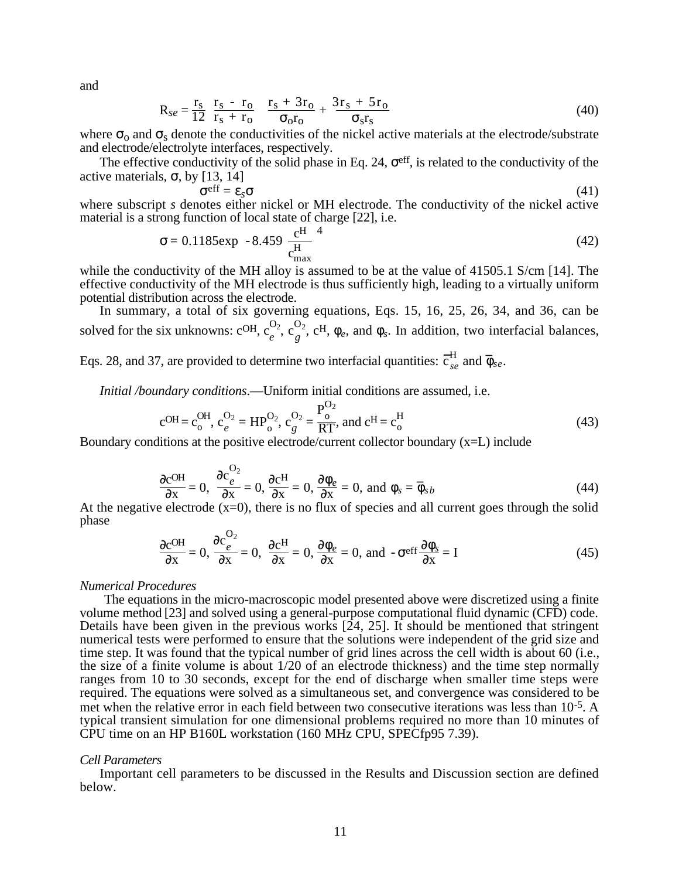and

$$R_{se} = \frac{r_s}{12}\left(\frac{r_s - r_o}{r_s + r_o}\right)\left(\frac{r_s + 3r_o}{\sigma_o r_o} + \frac{3r_s + 5r_o}{\sigma_s r_s}\right) \tag{40}$$

where $\sigma_o$ and $\sigma_s$ denote the conductivities of the nickel active materials at the electrode/substrate and electrode/electrolyte interfaces, respectively.

The effective conductivity of the solid phase in Eq. 24, $\sigma^{eff}$, is related to the conductivity of the active materials, $\sigma$, by [13, 14]

$$\sigma^{eff} = \varepsilon_s \sigma \tag{41}$$

where subscript *s* denotes either nickel or MH electrode. The conductivity of the nickel active material is a strong function of local state of charge [22], i.e.

$$\sigma = 0.1185\exp\left[-8.459\left(\frac{c^H}{c^H_{max}}\right)^4\right] \tag{42}$$

while the conductivity of the MH alloy is assumed to be at the value of 41505.1 S/cm [14]. The effective conductivity of the MH electrode is thus sufficiently high, leading to a virtually uniform potential distribution across the electrode.

In summary, a total of six governing equations, Eqs. 15, 16, 25, 26, 34, and 36, can be solved for the six unknowns: $c^{OH}$, $c_e^{O_2}$, $c_g^{O_2}$, $c^H$, $\phi_e$, and $\phi_s$. In addition, two interfacial balances, Eqs. 28, and 37, are provided to determine two interfacial quantities: $\bar{c}^H_{se}$ and $\bar{\phi}_{se}$.

*Initial /boundary conditions*.—Uniform initial conditions are assumed, i.e.

$$c^{OH} = c^{OH}_o,\ c_e^{O_2} = HP_o^{O_2},\ c_g^{O_2} = \frac{P_o^{O_2}}{RT},\ \text{and } c^H = c^H_o \tag{43}$$

Boundary conditions at the positive electrode/current collector boundary (x=L) include

$$\frac{\partial c^{OH}}{\partial x} = 0,\ \frac{\partial c_e^{O_2}}{\partial x} = 0,\ \frac{\partial c^H}{\partial x} = 0,\ \frac{\partial \phi_e}{\partial x} = 0,\ \text{and } \phi_s = \bar{\phi}_{sb} \tag{44}$$

At the negative electrode (x=0), there is no flux of species and all current goes through the solid phase

$$\frac{\partial c^{OH}}{\partial x} = 0,\ \frac{\partial c_e^{O_2}}{\partial x} = 0,\ \frac{\partial c^H}{\partial x} = 0,\ \frac{\partial \phi_e}{\partial x} = 0,\ \text{and } -\sigma^{eff}\frac{\partial \phi_s}{\partial x} = I \tag{45}$$

### *Numerical Procedures*

The equations in the micro-macroscopic model presented above were discretized using a finite volume method [23] and solved using a general-purpose computational fluid dynamic (CFD) code. Details have been given in the previous works [24, 25]. It should be mentioned that stringent numerical tests were performed to ensure that the solutions were independent of the grid size and time step. It was found that the typical number of grid lines across the cell width is about 60 (i.e., the size of a finite volume is about 1/20 of an electrode thickness) and the time step normally ranges from 10 to 30 seconds, except for the end of discharge when smaller time steps were required. The equations were solved as a simultaneous set, and convergence was considered to be met when the relative error in each field between two consecutive iterations was less than $10^{-5}$. A typical transient simulation for one dimensional problems required no more than 10 minutes of CPU time on an HP B160L workstation (160 MHz CPU, SPECfp95 7.39).

### *Cell Parameters*

Important cell parameters to be discussed in the Results and Discussion section are defined below.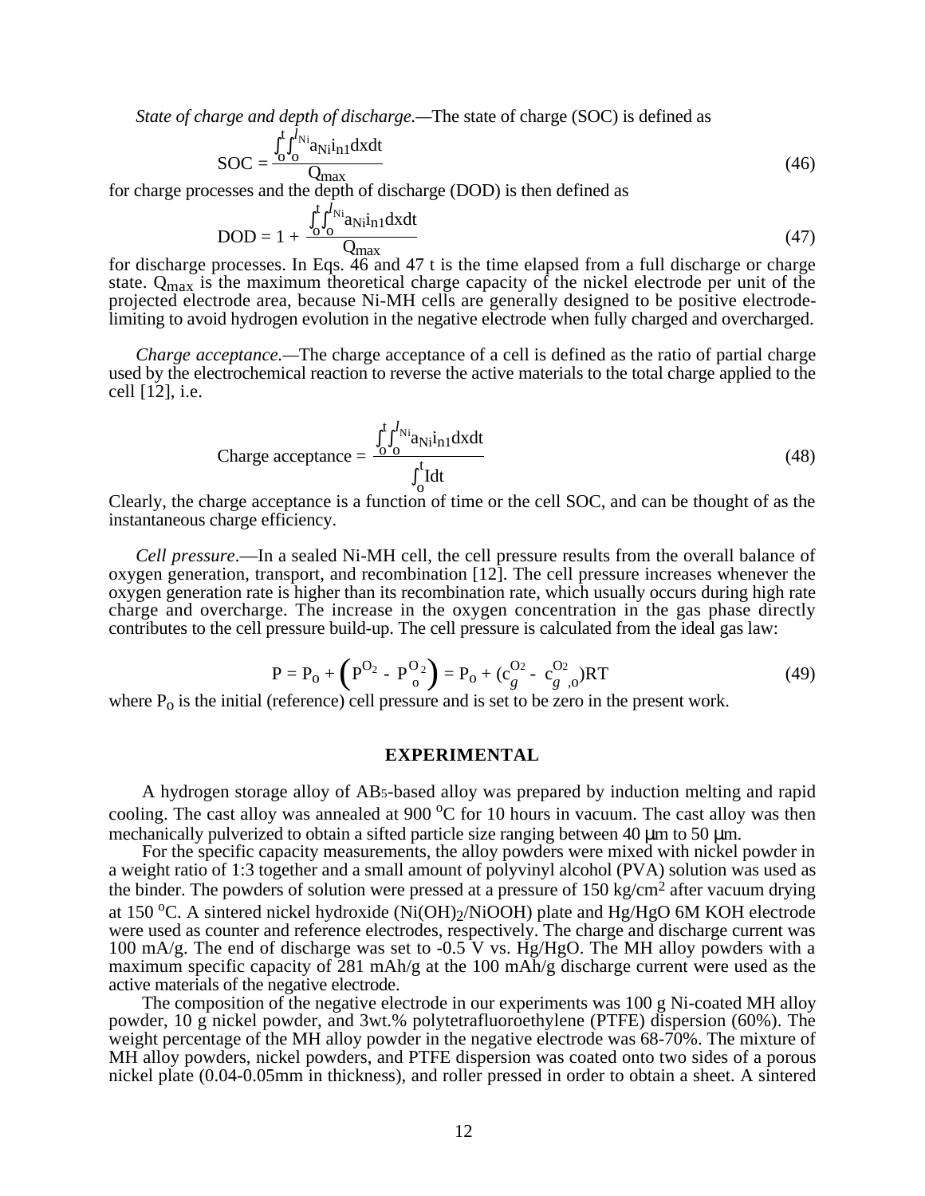*State of charge and depth of discharge.*—The state of charge (SOC) is defined as

$$\mathrm{SOC} = \frac{\int_o^t \int_o^{l_{Ni}} a_{Ni} i_{n1} dx dt}{Q_{max}} \tag{46}$$

for charge processes and the depth of discharge (DOD) is then defined as

$$\mathrm{DOD} = 1 + \frac{\int_o^t \int_o^{l_{Ni}} a_{Ni} i_{n1} dx dt}{Q_{max}} \tag{47}$$

for discharge processes. In Eqs. 46 and 47 t is the time elapsed from a full discharge or charge state. $Q_{max}$ is the maximum theoretical charge capacity of the nickel electrode per unit of the projected electrode area, because Ni-MH cells are generally designed to be positive electrode-limiting to avoid hydrogen evolution in the negative electrode when fully charged and overcharged.

*Charge acceptance.*—The charge acceptance of a cell is defined as the ratio of partial charge used by the electrochemical reaction to reverse the active materials to the total charge applied to the cell [12], i.e.

$$\text{Charge acceptance} = \frac{\int_o^t \int_o^{l_{Ni}} a_{Ni} i_{n1} dx dt}{\int_o^t I dt} \tag{48}$$

Clearly, the charge acceptance is a function of time or the cell SOC, and can be thought of as the instantaneous charge efficiency.

*Cell pressure.*—In a sealed Ni-MH cell, the cell pressure results from the overall balance of oxygen generation, transport, and recombination [12]. The cell pressure increases whenever the oxygen generation rate is higher than its recombination rate, which usually occurs during high rate charge and overcharge. The increase in the oxygen concentration in the gas phase directly contributes to the cell pressure build-up. The cell pressure is calculated from the ideal gas law:

$$P = P_o + \left(P^{O_2} - P_o^{O_2}\right) = P_o + (c_g^{O_2} - c_{g,o}^{O_2})RT \tag{49}$$

where $P_o$ is the initial (reference) cell pressure and is set to be zero in the present work.

## EXPERIMENTAL

A hydrogen storage alloy of $AB_5$-based alloy was prepared by induction melting and rapid cooling. The cast alloy was annealed at 900 °C for 10 hours in vacuum. The cast alloy was then mechanically pulverized to obtain a sifted particle size ranging between 40 μm to 50 μm.

For the specific capacity measurements, the alloy powders were mixed with nickel powder in a weight ratio of 1:3 together and a small amount of polyvinyl alcohol (PVA) solution was used as the binder. The powders of solution were pressed at a pressure of 150 kg/cm$^2$ after vacuum drying at 150 °C. A sintered nickel hydroxide ($Ni(OH)_2$/NiOOH) plate and Hg/HgO 6M KOH electrode were used as counter and reference electrodes, respectively. The charge and discharge current was 100 mA/g. The end of discharge was set to -0.5 V vs. Hg/HgO. The MH alloy powders with a maximum specific capacity of 281 mAh/g at the 100 mAh/g discharge current were used as the active materials of the negative electrode.

The composition of the negative electrode in our experiments was 100 g Ni-coated MH alloy powder, 10 g nickel powder, and 3wt.% polytetrafluoroethylene (PTFE) dispersion (60%). The weight percentage of the MH alloy powder in the negative electrode was 68-70%. The mixture of MH alloy powders, nickel powders, and PTFE dispersion was coated onto two sides of a porous nickel plate (0.04-0.05mm in thickness), and roller pressed in order to obtain a sheet. A sintered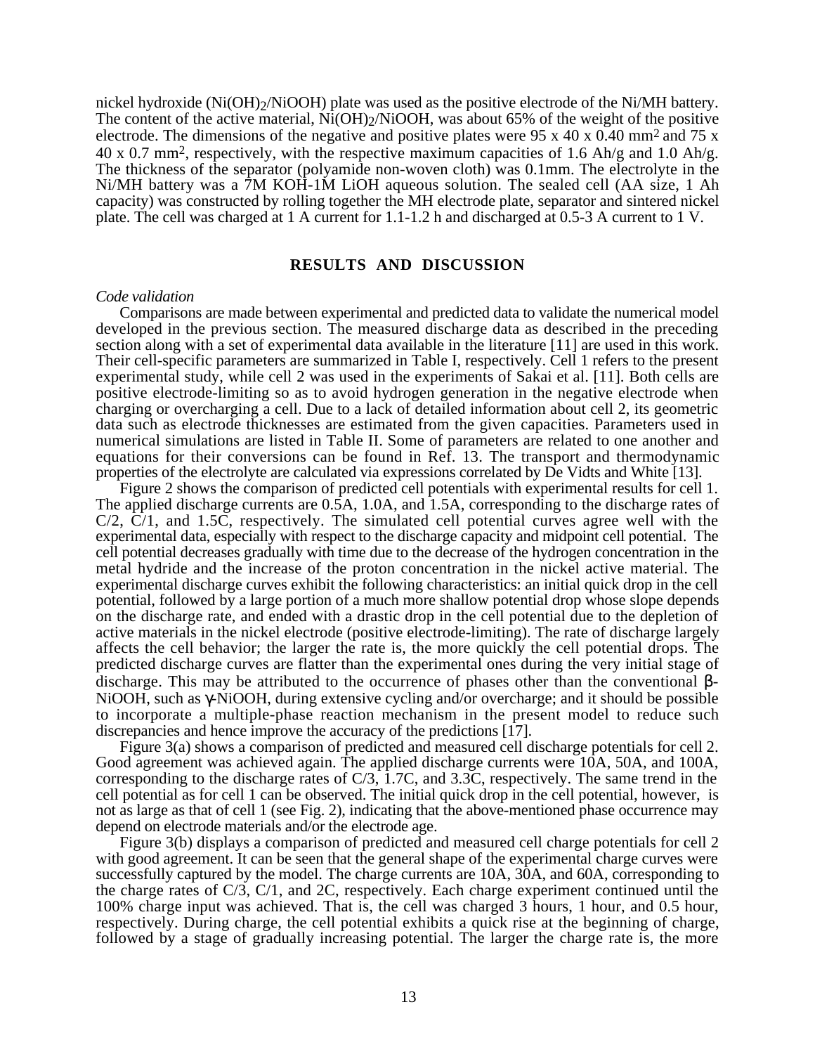nickel hydroxide ($Ni(OH)_2$/NiOOH) plate was used as the positive electrode of the Ni/MH battery. The content of the active material, $Ni(OH)_2$/NiOOH, was about 65% of the weight of the positive electrode. The dimensions of the negative and positive plates were 95 x 40 x 0.40 $mm^2$ and 75 x 40 x 0.7 $mm^2$, respectively, with the respective maximum capacities of 1.6 Ah/g and 1.0 Ah/g. The thickness of the separator (polyamide non-woven cloth) was 0.1mm. The electrolyte in the Ni/MH battery was a 7M KOH-1M LiOH aqueous solution. The sealed cell (AA size, 1 Ah capacity) was constructed by rolling together the MH electrode plate, separator and sintered nickel plate. The cell was charged at 1 A current for 1.1-1.2 h and discharged at 0.5-3 A current to 1 V.

## RESULTS AND DISCUSSION

*Code validation*

Comparisons are made between experimental and predicted data to validate the numerical model developed in the previous section. The measured discharge data as described in the preceding section along with a set of experimental data available in the literature [11] are used in this work. Their cell-specific parameters are summarized in Table I, respectively. Cell 1 refers to the present experimental study, while cell 2 was used in the experiments of Sakai et al. [11]. Both cells are positive electrode-limiting so as to avoid hydrogen generation in the negative electrode when charging or overcharging a cell. Due to a lack of detailed information about cell 2, its geometric data such as electrode thicknesses are estimated from the given capacities. Parameters used in numerical simulations are listed in Table II. Some of parameters are related to one another and equations for their conversions can be found in Ref. 13. The transport and thermodynamic properties of the electrolyte are calculated via expressions correlated by De Vidts and White [13].

Figure 2 shows the comparison of predicted cell potentials with experimental results for cell 1. The applied discharge currents are 0.5A, 1.0A, and 1.5A, corresponding to the discharge rates of C/2, C/1, and 1.5C, respectively. The simulated cell potential curves agree well with the experimental data, especially with respect to the discharge capacity and midpoint cell potential. The cell potential decreases gradually with time due to the decrease of the hydrogen concentration in the metal hydride and the increase of the proton concentration in the nickel active material. The experimental discharge curves exhibit the following characteristics: an initial quick drop in the cell potential, followed by a large portion of a much more shallow potential drop whose slope depends on the discharge rate, and ended with a drastic drop in the cell potential due to the depletion of active materials in the nickel electrode (positive electrode-limiting). The rate of discharge largely affects the cell behavior; the larger the rate is, the more quickly the cell potential drops. The predicted discharge curves are flatter than the experimental ones during the very initial stage of discharge. This may be attributed to the occurrence of phases other than the conventional β-NiOOH, such as γ-NiOOH, during extensive cycling and/or overcharge; and it should be possible to incorporate a multiple-phase reaction mechanism in the present model to reduce such discrepancies and hence improve the accuracy of the predictions [17].

Figure 3(a) shows a comparison of predicted and measured cell discharge potentials for cell 2. Good agreement was achieved again. The applied discharge currents were 10A, 50A, and 100A, corresponding to the discharge rates of C/3, 1.7C, and 3.3C, respectively. The same trend in the cell potential as for cell 1 can be observed. The initial quick drop in the cell potential, however, is not as large as that of cell 1 (see Fig. 2), indicating that the above-mentioned phase occurrence may depend on electrode materials and/or the electrode age.

Figure 3(b) displays a comparison of predicted and measured cell charge potentials for cell 2 with good agreement. It can be seen that the general shape of the experimental charge curves were successfully captured by the model. The charge currents are 10A, 30A, and 60A, corresponding to the charge rates of C/3, C/1, and 2C, respectively. Each charge experiment continued until the 100% charge input was achieved. That is, the cell was charged 3 hours, 1 hour, and 0.5 hour, respectively. During charge, the cell potential exhibits a quick rise at the beginning of charge, followed by a stage of gradually increasing potential. The larger the charge rate is, the more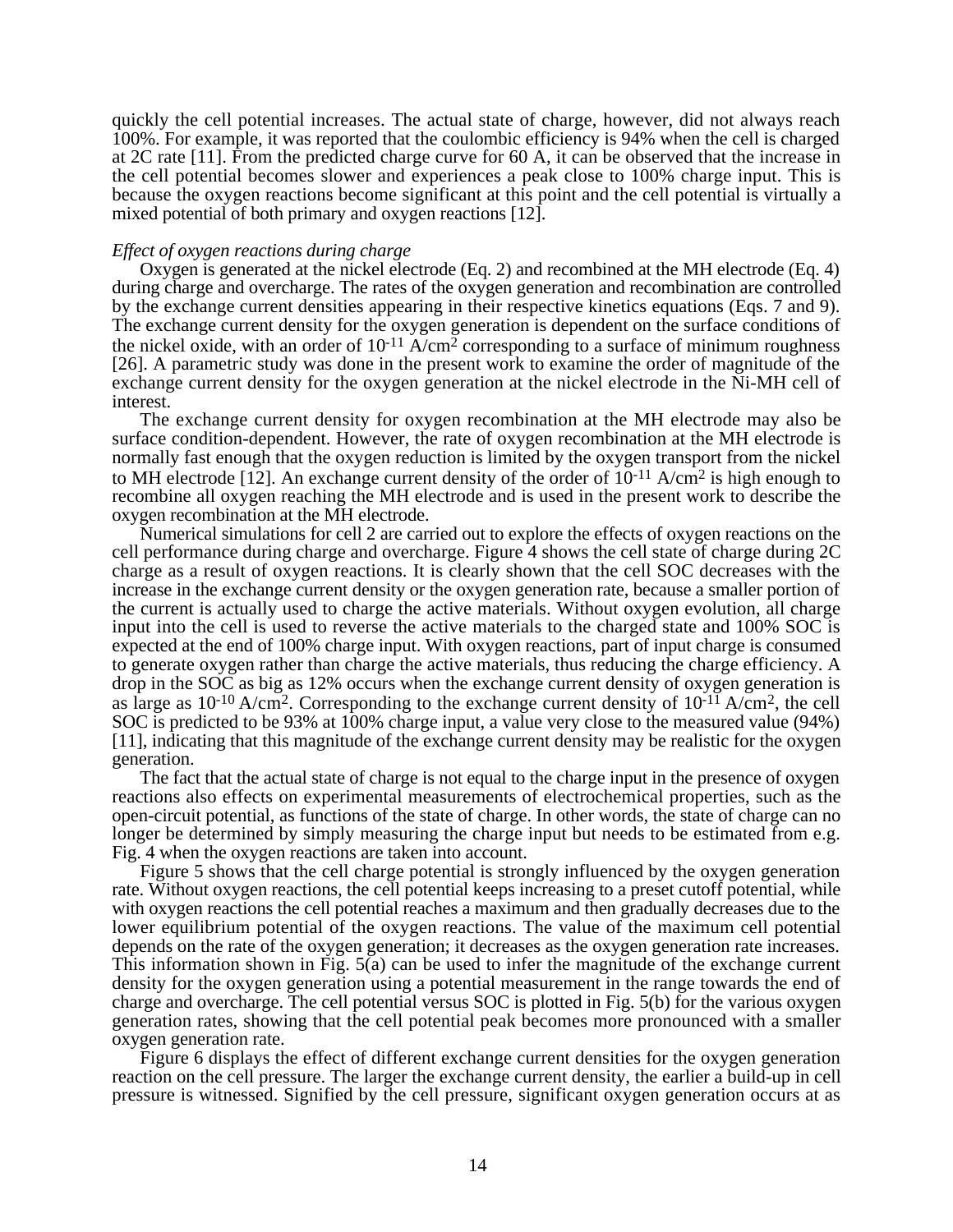quickly the cell potential increases. The actual state of charge, however, did not always reach 100%. For example, it was reported that the coulombic efficiency is 94% when the cell is charged at 2C rate [11]. From the predicted charge curve for 60 A, it can be observed that the increase in the cell potential becomes slower and experiences a peak close to 100% charge input. This is because the oxygen reactions become significant at this point and the cell potential is virtually a mixed potential of both primary and oxygen reactions [12].

*Effect of oxygen reactions during charge*

Oxygen is generated at the nickel electrode (Eq. 2) and recombined at the MH electrode (Eq. 4) during charge and overcharge. The rates of the oxygen generation and recombination are controlled by the exchange current densities appearing in their respective kinetics equations (Eqs. 7 and 9). The exchange current density for the oxygen generation is dependent on the surface conditions of the nickel oxide, with an order of $10^{-11}$ A/cm$^2$ corresponding to a surface of minimum roughness [26]. A parametric study was done in the present work to examine the order of magnitude of the exchange current density for the oxygen generation at the nickel electrode in the Ni-MH cell of interest.

The exchange current density for oxygen recombination at the MH electrode may also be surface condition-dependent. However, the rate of oxygen recombination at the MH electrode is normally fast enough that the oxygen reduction is limited by the oxygen transport from the nickel to MH electrode [12]. An exchange current density of the order of $10^{-11}$ A/cm$^2$ is high enough to recombine all oxygen reaching the MH electrode and is used in the present work to describe the oxygen recombination at the MH electrode.

Numerical simulations for cell 2 are carried out to explore the effects of oxygen reactions on the cell performance during charge and overcharge. Figure 4 shows the cell state of charge during 2C charge as a result of oxygen reactions. It is clearly shown that the cell SOC decreases with the increase in the exchange current density or the oxygen generation rate, because a smaller portion of the current is actually used to charge the active materials. Without oxygen evolution, all charge input into the cell is used to reverse the active materials to the charged state and 100% SOC is expected at the end of 100% charge input. With oxygen reactions, part of input charge is consumed to generate oxygen rather than charge the active materials, thus reducing the charge efficiency. A drop in the SOC as big as 12% occurs when the exchange current density of oxygen generation is as large as $10^{-10}$ A/cm$^2$. Corresponding to the exchange current density of $10^{-11}$ A/cm$^2$, the cell SOC is predicted to be 93% at 100% charge input, a value very close to the measured value (94%) [11], indicating that this magnitude of the exchange current density may be realistic for the oxygen generation.

The fact that the actual state of charge is not equal to the charge input in the presence of oxygen reactions also effects on experimental measurements of electrochemical properties, such as the open-circuit potential, as functions of the state of charge. In other words, the state of charge can no longer be determined by simply measuring the charge input but needs to be estimated from e.g. Fig. 4 when the oxygen reactions are taken into account.

Figure 5 shows that the cell charge potential is strongly influenced by the oxygen generation rate. Without oxygen reactions, the cell potential keeps increasing to a preset cutoff potential, while with oxygen reactions the cell potential reaches a maximum and then gradually decreases due to the lower equilibrium potential of the oxygen reactions. The value of the maximum cell potential depends on the rate of the oxygen generation; it decreases as the oxygen generation rate increases. This information shown in Fig. 5(a) can be used to infer the magnitude of the exchange current density for the oxygen generation using a potential measurement in the range towards the end of charge and overcharge. The cell potential versus SOC is plotted in Fig. 5(b) for the various oxygen generation rates, showing that the cell potential peak becomes more pronounced with a smaller oxygen generation rate.

Figure 6 displays the effect of different exchange current densities for the oxygen generation reaction on the cell pressure. The larger the exchange current density, the earlier a build-up in cell pressure is witnessed. Signified by the cell pressure, significant oxygen generation occurs at as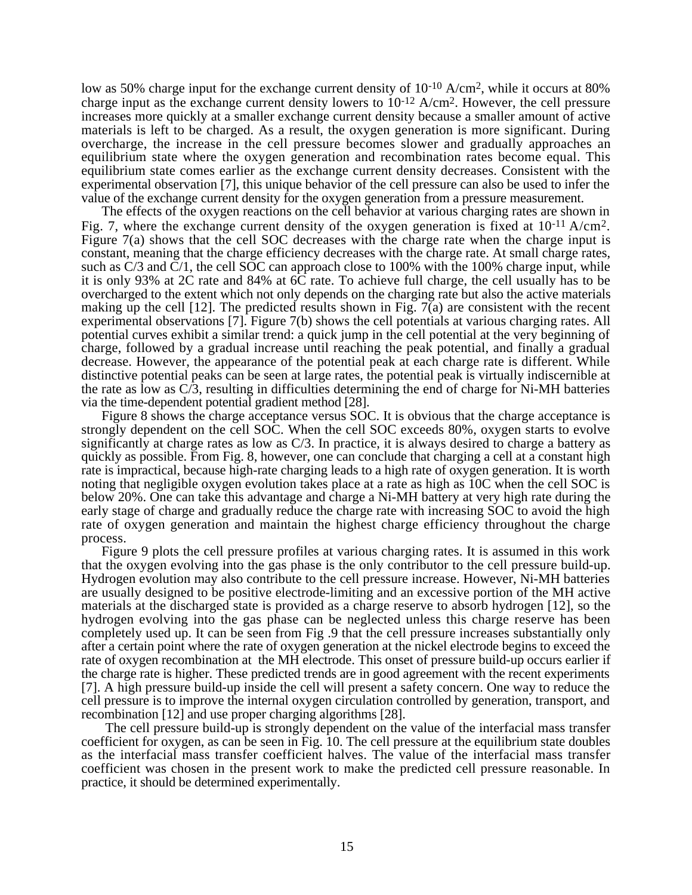low as 50% charge input for the exchange current density of $10^{-10}$ A/cm$^2$, while it occurs at 80% charge input as the exchange current density lowers to $10^{-12}$ A/cm$^2$. However, the cell pressure increases more quickly at a smaller exchange current density because a smaller amount of active materials is left to be charged. As a result, the oxygen generation is more significant. During overcharge, the increase in the cell pressure becomes slower and gradually approaches an equilibrium state where the oxygen generation and recombination rates become equal. This equilibrium state comes earlier as the exchange current density decreases. Consistent with the experimental observation [7], this unique behavior of the cell pressure can also be used to infer the value of the exchange current density for the oxygen generation from a pressure measurement.

The effects of the oxygen reactions on the cell behavior at various charging rates are shown in Fig. 7, where the exchange current density of the oxygen generation is fixed at $10^{-11}$ A/cm$^2$. Figure 7(a) shows that the cell SOC decreases with the charge rate when the charge input is constant, meaning that the charge efficiency decreases with the charge rate. At small charge rates, such as C/3 and C/1, the cell SOC can approach close to 100% with the 100% charge input, while it is only 93% at 2C rate and 84% at 6C rate. To achieve full charge, the cell usually has to be overcharged to the extent which not only depends on the charging rate but also the active materials making up the cell [12]. The predicted results shown in Fig. 7(a) are consistent with the recent experimental observations [7]. Figure 7(b) shows the cell potentials at various charging rates. All potential curves exhibit a similar trend: a quick jump in the cell potential at the very beginning of charge, followed by a gradual increase until reaching the peak potential, and finally a gradual decrease. However, the appearance of the potential peak at each charge rate is different. While distinctive potential peaks can be seen at large rates, the potential peak is virtually indiscernible at the rate as low as C/3, resulting in difficulties determining the end of charge for Ni-MH batteries via the time-dependent potential gradient method [28].

Figure 8 shows the charge acceptance versus SOC. It is obvious that the charge acceptance is strongly dependent on the cell SOC. When the cell SOC exceeds 80%, oxygen starts to evolve significantly at charge rates as low as C/3. In practice, it is always desired to charge a battery as quickly as possible. From Fig. 8, however, one can conclude that charging a cell at a constant high rate is impractical, because high-rate charging leads to a high rate of oxygen generation. It is worth noting that negligible oxygen evolution takes place at a rate as high as 10C when the cell SOC is below 20%. One can take this advantage and charge a Ni-MH battery at very high rate during the early stage of charge and gradually reduce the charge rate with increasing SOC to avoid the high rate of oxygen generation and maintain the highest charge efficiency throughout the charge process.

Figure 9 plots the cell pressure profiles at various charging rates. It is assumed in this work that the oxygen evolving into the gas phase is the only contributor to the cell pressure build-up. Hydrogen evolution may also contribute to the cell pressure increase. However, Ni-MH batteries are usually designed to be positive electrode-limiting and an excessive portion of the MH active materials at the discharged state is provided as a charge reserve to absorb hydrogen [12], so the hydrogen evolving into the gas phase can be neglected unless this charge reserve has been completely used up. It can be seen from Fig .9 that the cell pressure increases substantially only after a certain point where the rate of oxygen generation at the nickel electrode begins to exceed the rate of oxygen recombination at the MH electrode. This onset of pressure build-up occurs earlier if the charge rate is higher. These predicted trends are in good agreement with the recent experiments [7]. A high pressure build-up inside the cell will present a safety concern. One way to reduce the cell pressure is to improve the internal oxygen circulation controlled by generation, transport, and recombination [12] and use proper charging algorithms [28].

The cell pressure build-up is strongly dependent on the value of the interfacial mass transfer coefficient for oxygen, as can be seen in Fig. 10. The cell pressure at the equilibrium state doubles as the interfacial mass transfer coefficient halves. The value of the interfacial mass transfer coefficient was chosen in the present work to make the predicted cell pressure reasonable. In practice, it should be determined experimentally.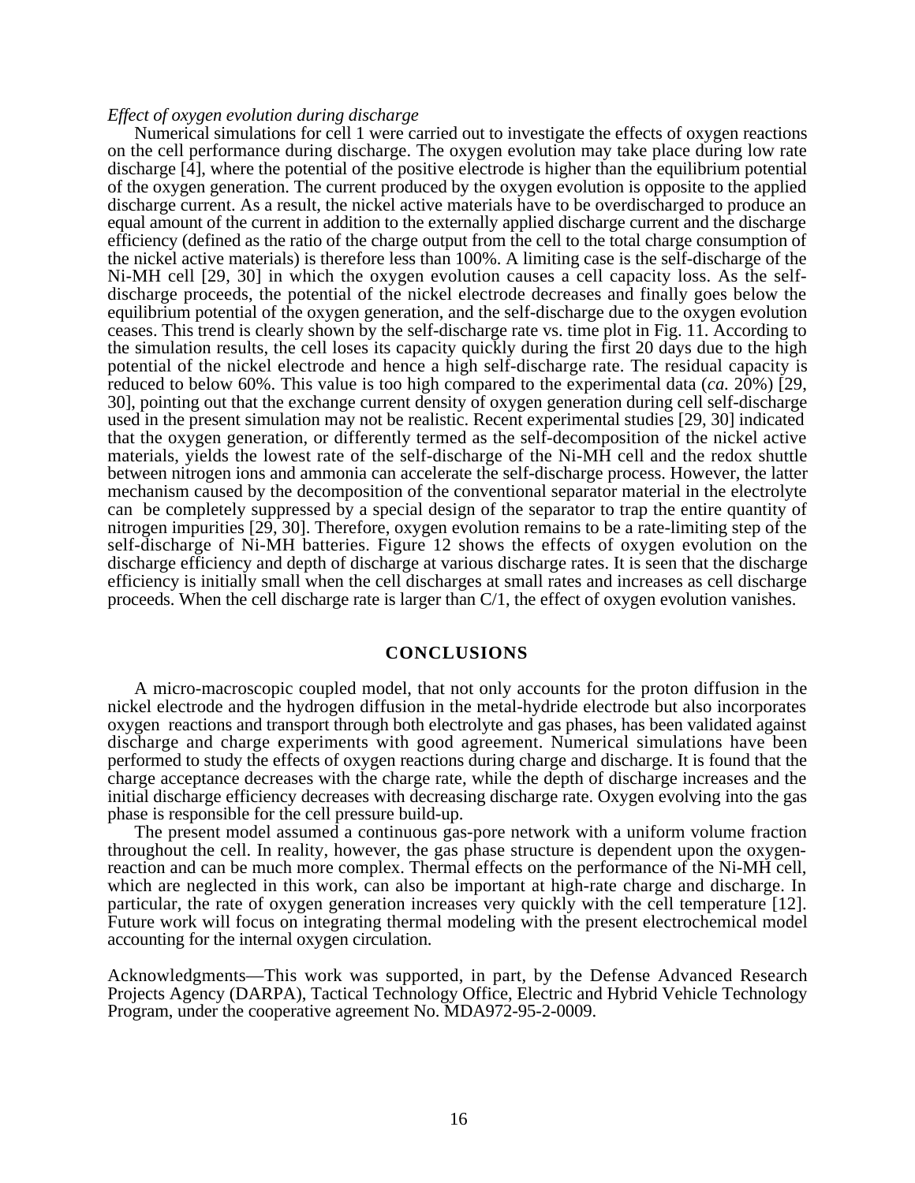*Effect of oxygen evolution during discharge*

Numerical simulations for cell 1 were carried out to investigate the effects of oxygen reactions on the cell performance during discharge. The oxygen evolution may take place during low rate discharge [4], where the potential of the positive electrode is higher than the equilibrium potential of the oxygen generation. The current produced by the oxygen evolution is opposite to the applied discharge current. As a result, the nickel active materials have to be overdischarged to produce an equal amount of the current in addition to the externally applied discharge current and the discharge efficiency (defined as the ratio of the charge output from the cell to the total charge consumption of the nickel active materials) is therefore less than 100%. A limiting case is the self-discharge of the Ni-MH cell [29, 30] in which the oxygen evolution causes a cell capacity loss. As the self-discharge proceeds, the potential of the nickel electrode decreases and finally goes below the equilibrium potential of the oxygen generation, and the self-discharge due to the oxygen evolution ceases. This trend is clearly shown by the self-discharge rate vs. time plot in Fig. 11. According to the simulation results, the cell loses its capacity quickly during the first 20 days due to the high potential of the nickel electrode and hence a high self-discharge rate. The residual capacity is reduced to below 60%. This value is too high compared to the experimental data (*ca.* 20%) [29, 30], pointing out that the exchange current density of oxygen generation during cell self-discharge used in the present simulation may not be realistic. Recent experimental studies [29, 30] indicated that the oxygen generation, or differently termed as the self-decomposition of the nickel active materials, yields the lowest rate of the self-discharge of the Ni-MH cell and the redox shuttle between nitrogen ions and ammonia can accelerate the self-discharge process. However, the latter mechanism caused by the decomposition of the conventional separator material in the electrolyte can be completely suppressed by a special design of the separator to trap the entire quantity of nitrogen impurities [29, 30]. Therefore, oxygen evolution remains to be a rate-limiting step of the self-discharge of Ni-MH batteries. Figure 12 shows the effects of oxygen evolution on the discharge efficiency and depth of discharge at various discharge rates. It is seen that the discharge efficiency is initially small when the cell discharges at small rates and increases as cell discharge proceeds. When the cell discharge rate is larger than C/1, the effect of oxygen evolution vanishes.

## CONCLUSIONS

A micro-macroscopic coupled model, that not only accounts for the proton diffusion in the nickel electrode and the hydrogen diffusion in the metal-hydride electrode but also incorporates oxygen reactions and transport through both electrolyte and gas phases, has been validated against discharge and charge experiments with good agreement. Numerical simulations have been performed to study the effects of oxygen reactions during charge and discharge. It is found that the charge acceptance decreases with the charge rate, while the depth of discharge increases and the initial discharge efficiency decreases with decreasing discharge rate. Oxygen evolving into the gas phase is responsible for the cell pressure build-up.

The present model assumed a continuous gas-pore network with a uniform volume fraction throughout the cell. In reality, however, the gas phase structure is dependent upon the oxygen-reaction and can be much more complex. Thermal effects on the performance of the Ni-MH cell, which are neglected in this work, can also be important at high-rate charge and discharge. In particular, the rate of oxygen generation increases very quickly with the cell temperature [12]. Future work will focus on integrating thermal modeling with the present electrochemical model accounting for the internal oxygen circulation.

Acknowledgments—This work was supported, in part, by the Defense Advanced Research Projects Agency (DARPA), Tactical Technology Office, Electric and Hybrid Vehicle Technology Program, under the cooperative agreement No. MDA972-95-2-0009.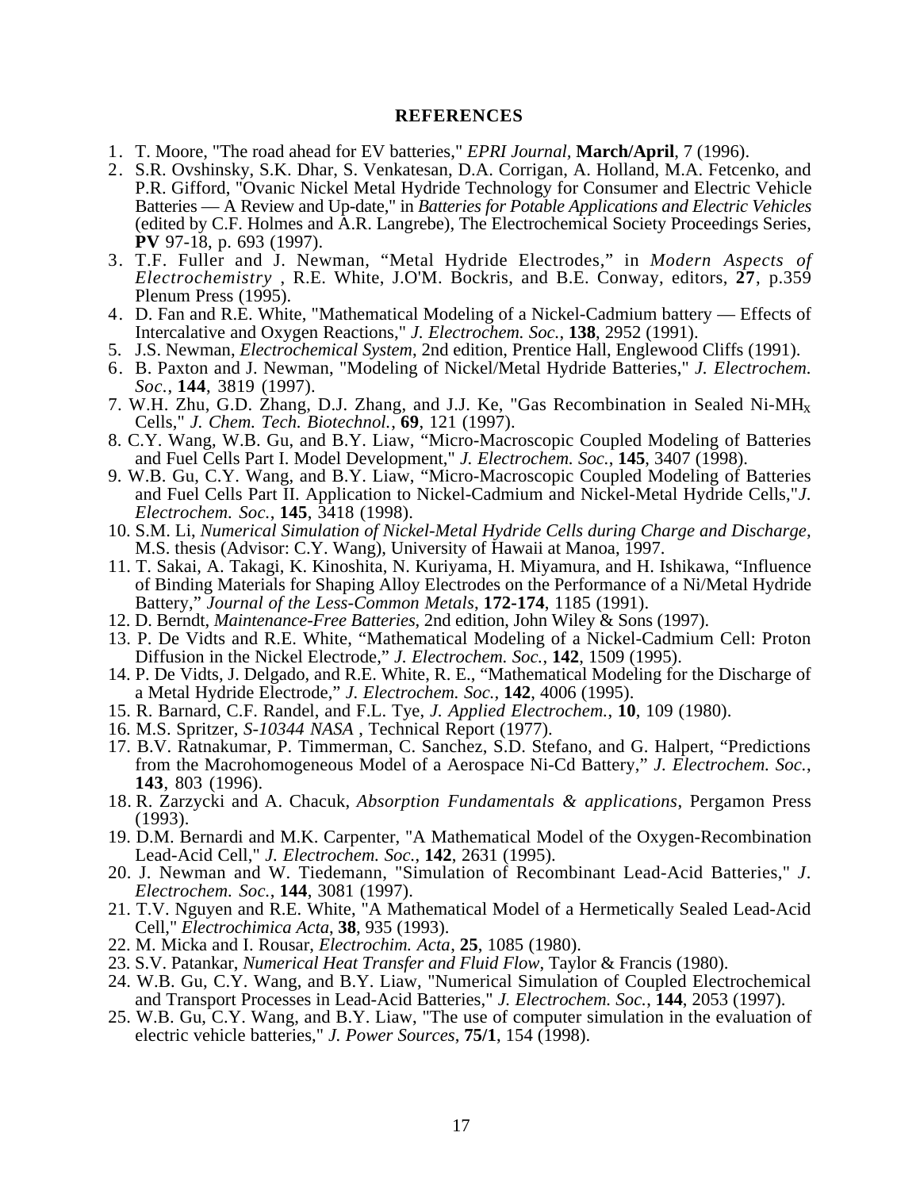## REFERENCES

1. T. Moore, "The road ahead for EV batteries," *EPRI Journal*, **March/April**, 7 (1996).
2. S.R. Ovshinsky, S.K. Dhar, S. Venkatesan, D.A. Corrigan, A. Holland, M.A. Fetcenko, and P.R. Gifford, "Ovanic Nickel Metal Hydride Technology for Consumer and Electric Vehicle Batteries — A Review and Up-date," in *Batteries for Potable Applications and Electric Vehicles* (edited by C.F. Holmes and A.R. Langrebe), The Electrochemical Society Proceedings Series, **PV** 97-18, p. 693 (1997).
3. T.F. Fuller and J. Newman, "Metal Hydride Electrodes," in *Modern Aspects of Electrochemistry* , R.E. White, J.O'M. Bockris, and B.E. Conway, editors, **27**, p.359 Plenum Press (1995).
4. D. Fan and R.E. White, "Mathematical Modeling of a Nickel-Cadmium battery — Effects of Intercalative and Oxygen Reactions," *J. Electrochem. Soc.*, **138**, 2952 (1991).
5. J.S. Newman, *Electrochemical System*, 2nd edition, Prentice Hall, Englewood Cliffs (1991).
6. B. Paxton and J. Newman, "Modeling of Nickel/Metal Hydride Batteries," *J. Electrochem. Soc.*, **144**, 3819 (1997).
7. W.H. Zhu, G.D. Zhang, D.J. Zhang, and J.J. Ke, "Gas Recombination in Sealed Ni-$MH_x$ Cells," *J. Chem. Tech. Biotechnol.*, **69**, 121 (1997).
8. C.Y. Wang, W.B. Gu, and B.Y. Liaw, "Micro-Macroscopic Coupled Modeling of Batteries and Fuel Cells Part I. Model Development," *J. Electrochem. Soc.*, **145**, 3407 (1998).
9. W.B. Gu, C.Y. Wang, and B.Y. Liaw, "Micro-Macroscopic Coupled Modeling of Batteries and Fuel Cells Part II. Application to Nickel-Cadmium and Nickel-Metal Hydride Cells," *J. Electrochem. Soc.*, **145**, 3418 (1998).
10. S.M. Li, *Numerical Simulation of Nickel-Metal Hydride Cells during Charge and Discharge*, M.S. thesis (Advisor: C.Y. Wang), University of Hawaii at Manoa, 1997.
11. T. Sakai, A. Takagi, K. Kinoshita, N. Kuriyama, H. Miyamura, and H. Ishikawa, "Influence of Binding Materials for Shaping Alloy Electrodes on the Performance of a Ni/Metal Hydride Battery," *Journal of the Less-Common Metals*, **172-174**, 1185 (1991).
12. D. Berndt, *Maintenance-Free Batteries*, 2nd edition, John Wiley & Sons (1997).
13. P. De Vidts and R.E. White, "Mathematical Modeling of a Nickel-Cadmium Cell: Proton Diffusion in the Nickel Electrode," *J. Electrochem. Soc.*, **142**, 1509 (1995).
14. P. De Vidts, J. Delgado, and R.E. White, R. E., "Mathematical Modeling for the Discharge of a Metal Hydride Electrode," *J. Electrochem. Soc.*, **142**, 4006 (1995).
15. R. Barnard, C.F. Randel, and F.L. Tye, *J. Applied Electrochem.*, **10**, 109 (1980).
16. M.S. Spritzer, *S-10344 NASA* , Technical Report (1977).
17. B.V. Ratnakumar, P. Timmerman, C. Sanchez, S.D. Stefano, and G. Halpert, "Predictions from the Macrohomogeneous Model of a Aerospace Ni-Cd Battery," *J. Electrochem. Soc.*, **143**, 803 (1996).
18. R. Zarzycki and A. Chacuk, *Absorption Fundamentals & applications*, Pergamon Press (1993).
19. D.M. Bernardi and M.K. Carpenter, "A Mathematical Model of the Oxygen-Recombination Lead-Acid Cell," *J. Electrochem. Soc.*, **142**, 2631 (1995).
20. J. Newman and W. Tiedemann, "Simulation of Recombinant Lead-Acid Batteries," *J. Electrochem. Soc.*, **144**, 3081 (1997).
21. T.V. Nguyen and R.E. White, "A Mathematical Model of a Hermetically Sealed Lead-Acid Cell," *Electrochimica Acta*, **38**, 935 (1993).
22. M. Micka and I. Rousar, *Electrochim. Acta*, **25**, 1085 (1980).
23. S.V. Patankar, *Numerical Heat Transfer and Fluid Flow*, Taylor & Francis (1980).
24. W.B. Gu, C.Y. Wang, and B.Y. Liaw, "Numerical Simulation of Coupled Electrochemical and Transport Processes in Lead-Acid Batteries," *J. Electrochem. Soc.*, **144**, 2053 (1997).
25. W.B. Gu, C.Y. Wang, and B.Y. Liaw, "The use of computer simulation in the evaluation of electric vehicle batteries," *J. Power Sources*, **75/1**, 154 (1998).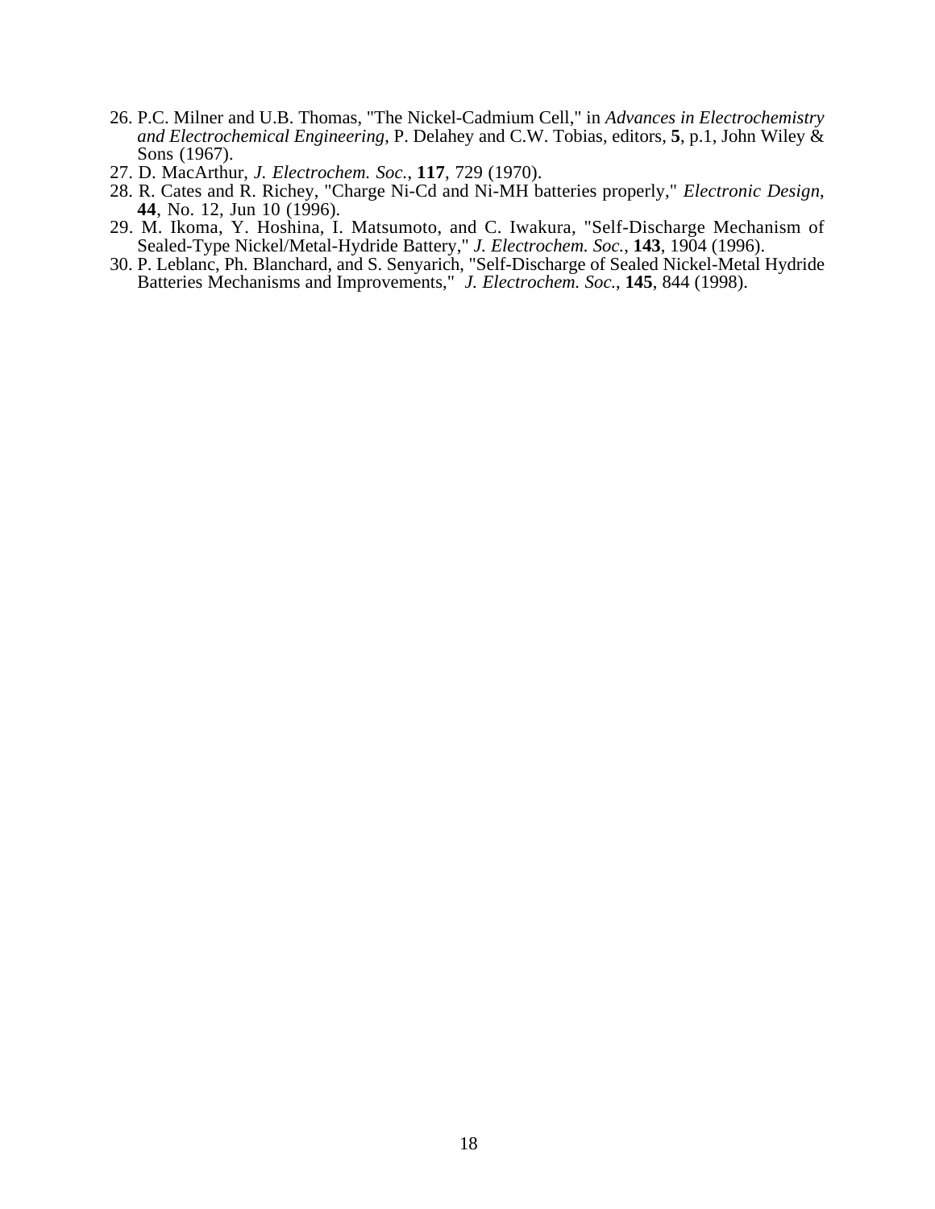26. P.C. Milner and U.B. Thomas, "The Nickel-Cadmium Cell," in *Advances in Electrochemistry and Electrochemical Engineering*, P. Delahey and C.W. Tobias, editors, **5**, p.1, John Wiley & Sons (1967).
27. D. MacArthur, *J. Electrochem. Soc.*, **117**, 729 (1970).
28. R. Cates and R. Richey, "Charge Ni-Cd and Ni-MH batteries properly," *Electronic Design*, **44**, No. 12, Jun 10 (1996).
29. M. Ikoma, Y. Hoshina, I. Matsumoto, and C. Iwakura, "Self-Discharge Mechanism of Sealed-Type Nickel/Metal-Hydride Battery," *J. Electrochem. Soc.*, **143**, 1904 (1996).
30. P. Leblanc, Ph. Blanchard, and S. Senyarich, "Self-Discharge of Sealed Nickel-Metal Hydride Batteries Mechanisms and Improvements," *J. Electrochem. Soc.*, **145**, 844 (1998).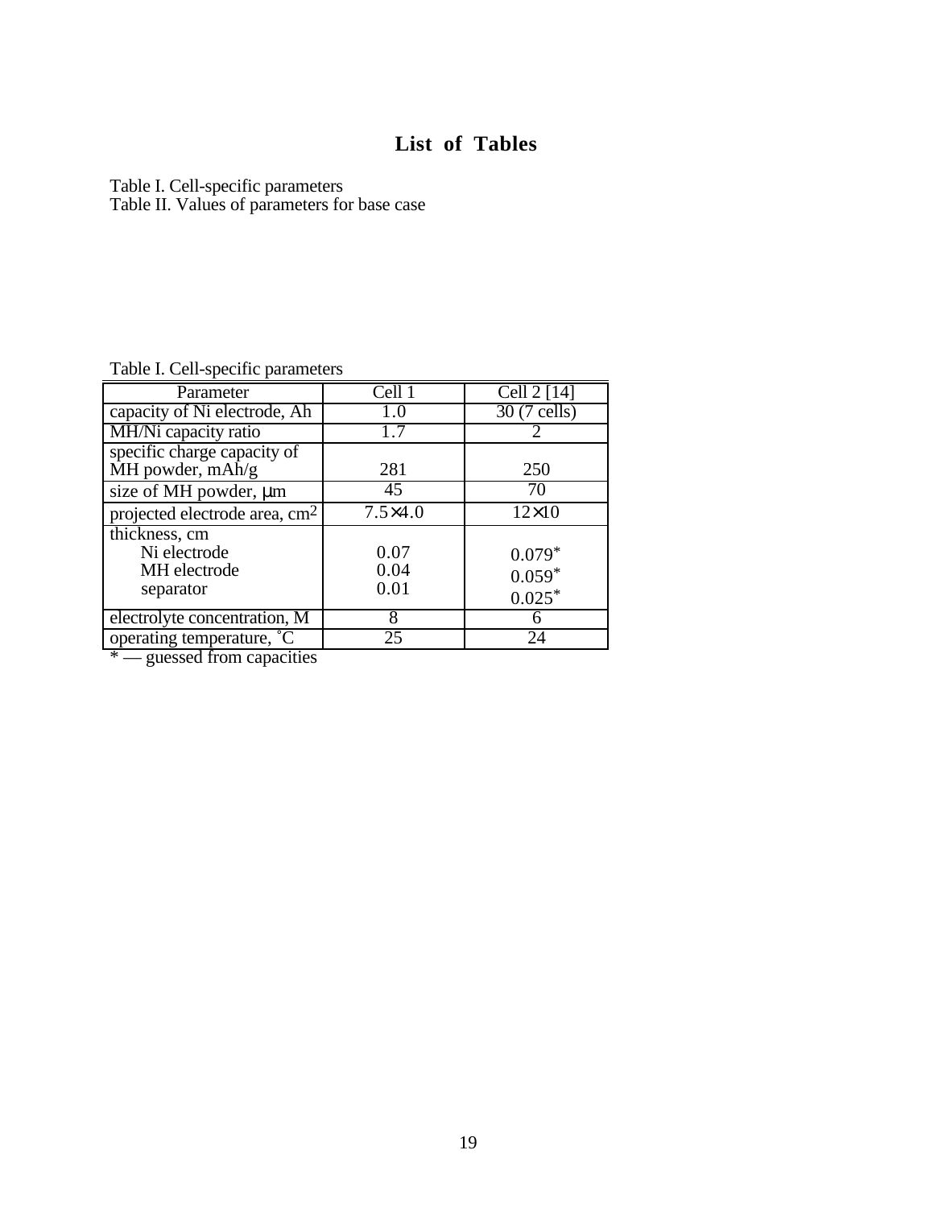# List of Tables

Table I. Cell-specific parameters
Table II. Values of parameters for base case

Table I. Cell-specific parameters

| Parameter | Cell 1 | Cell 2 [14] |
|---|---|---|
| capacity of Ni electrode, Ah | 1.0 | 30 (7 cells) |
| MH/Ni capacity ratio | 1.7 | 2 |
| specific charge capacity of MH powder, mAh/g | 281 | 250 |
| size of MH powder, μm | 45 | 70 |
| projected electrode area, $cm^2$ | $7.5 \times 4.0$ | $12 \times 10$ |
| thickness, cm | | |
| Ni electrode | 0.07 | $0.079^*$ |
| MH electrode | 0.04 | $0.059^*$ |
| separator | 0.01 | $0.025^*$ |
| electrolyte concentration, M | 8 | 6 |
| operating temperature, °C | 25 | 24 |

* — guessed from capacities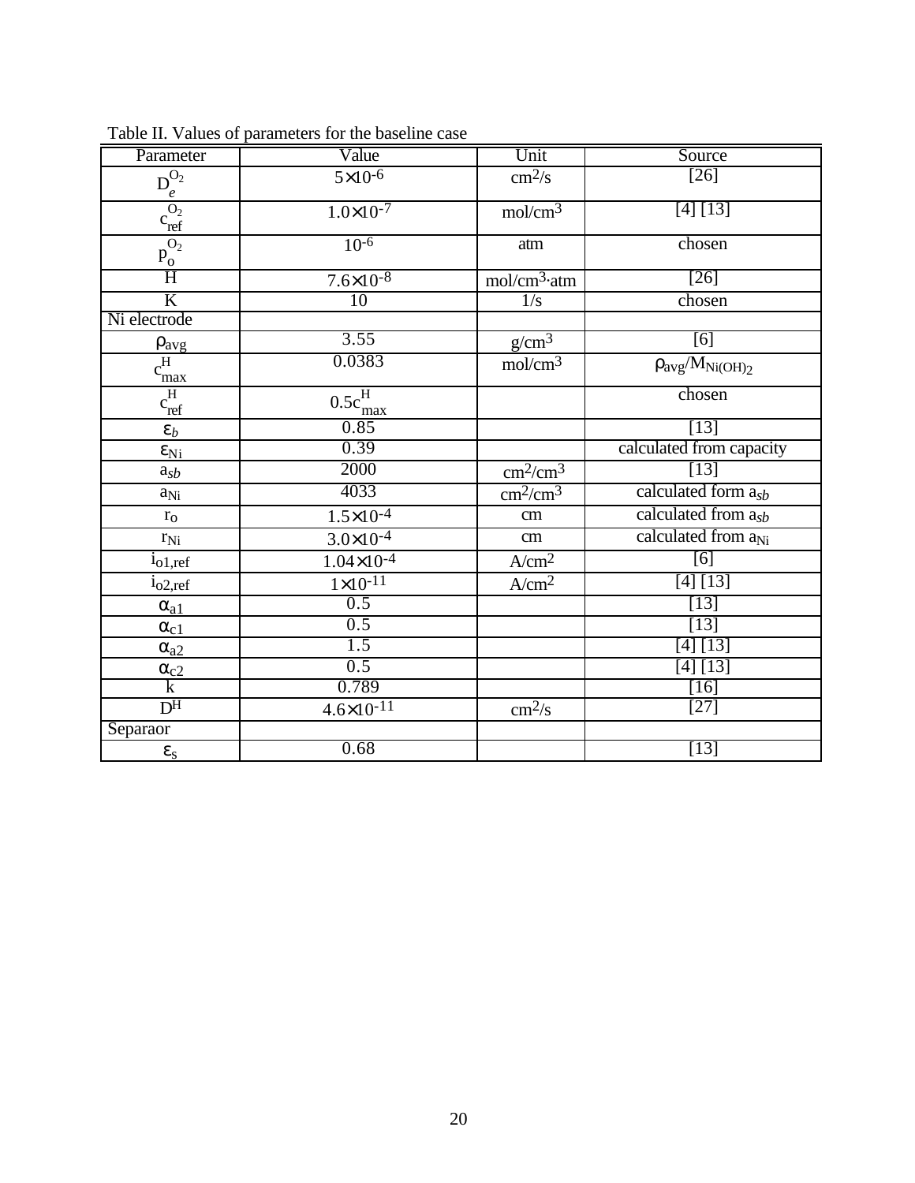Table II. Values of parameters for the baseline case

| Parameter | Value | Unit | Source |
|---|---|---|---|
| $D_e^{O_2}$ | $5\times10^{-6}$ | $cm^2/s$ | [26] |
| $c_{ref}^{O_2}$ | $1.0\times10^{-7}$ | $mol/cm^3$ | [4] [13] |
| $p_o^{O_2}$ | $10^{-6}$ | atm | chosen |
| H | $7.6\times10^{-8}$ | $mol/cm^3\cdot atm$ | [26] |
| K | 10 | 1/s | chosen |
| Ni electrode | | | |
| $\rho_{avg}$ | 3.55 | $g/cm^3$ | [6] |
| $c_{max}^{H}$ | 0.0383 | $mol/cm^3$ | $\rho_{avg}/M_{Ni(OH)_2}$ |
| $c_{ref}^{H}$ | $0.5c_{max}^{H}$ | | chosen |
| $\varepsilon_b$ | 0.85 | | [13] |
| $\varepsilon_{Ni}$ | 0.39 | | calculated from capacity |
| $a_{sb}$ | 2000 | $cm^2/cm^3$ | [13] |
| $a_{Ni}$ | 4033 | $cm^2/cm^3$ | calculated form $a_{sb}$ |
| $r_o$ | $1.5\times10^{-4}$ | cm | calculated from $a_{sb}$ |
| $r_{Ni}$ | $3.0\times10^{-4}$ | cm | calculated from $a_{Ni}$ |
| $i_{o1,ref}$ | $1.04\times10^{-4}$ | $A/cm^2$ | [6] |
| $i_{o2,ref}$ | $1\times10^{-11}$ | $A/cm^2$ | [4] [13] |
| $\alpha_{a1}$ | 0.5 | | [13] |
| $\alpha_{c1}$ | 0.5 | | [13] |
| $\alpha_{a2}$ | 1.5 | | [4] [13] |
| $\alpha_{c2}$ | 0.5 | | [4] [13] |
| k | 0.789 | | [16] |
| $D^H$ | $4.6\times10^{-11}$ | $cm^2/s$ | [27] |
| Separaor | | | |
| $\varepsilon_s$ | 0.68 | | [13] |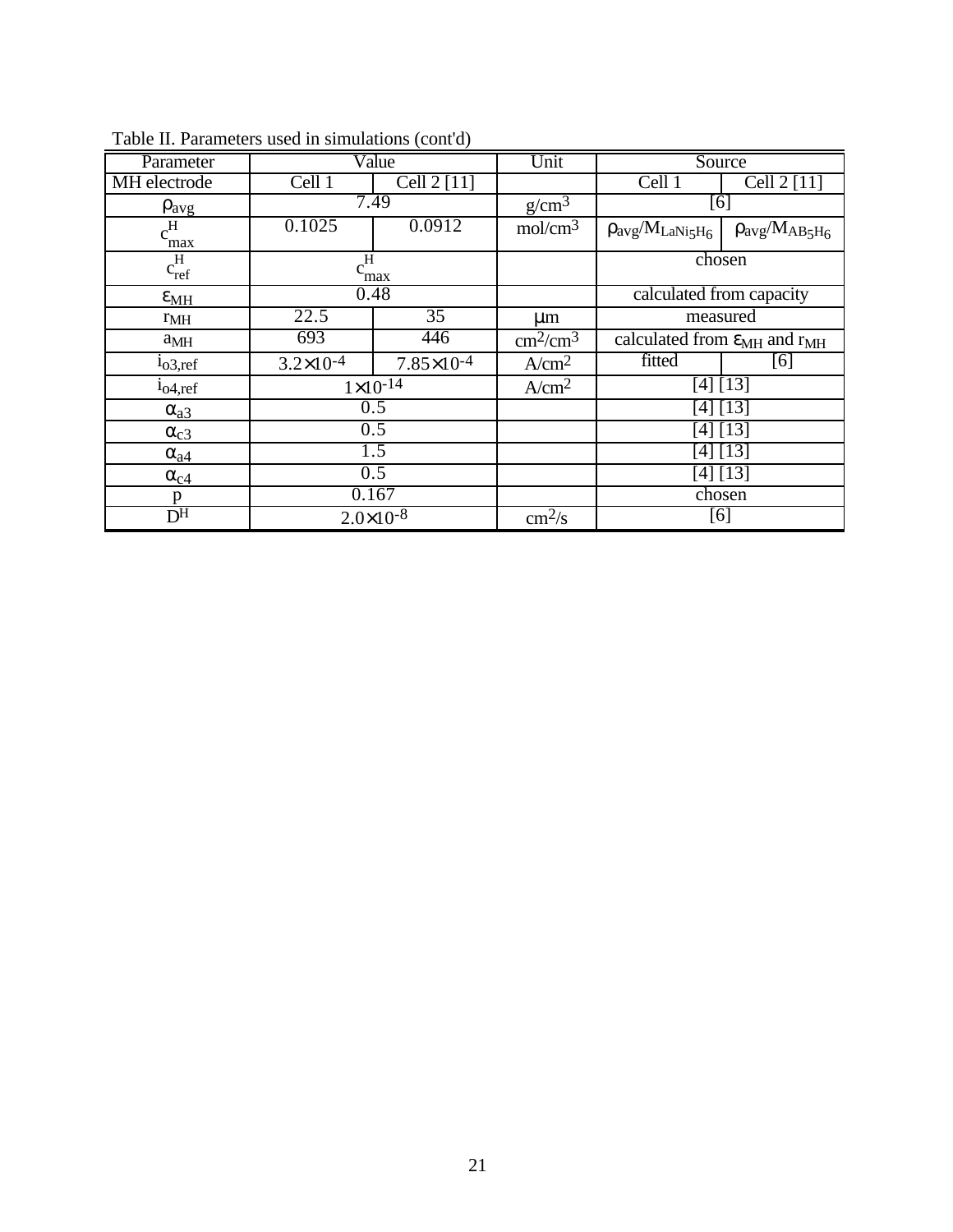Table II. Parameters used in simulations (cont'd)

| Parameter | Value | | Unit | Source | |
|---|---|---|---|---|---|
| MH electrode | Cell 1 | Cell 2 [11] | | Cell 1 | Cell 2 [11] |
| $\rho_{avg}$ | 7.49 | | $g/cm^3$ | [6] | |
| $c^H_{max}$ | 0.1025 | 0.0912 | $mol/cm^3$ | $\rho_{avg}/M_{LaNi_5H_6}$ | $\rho_{avg}/M_{AB_5H_6}$ |
| $c^H_{ref}$ | $c^H_{max}$ | | | chosen | |
| $\varepsilon_{MH}$ | 0.48 | | | calculated from capacity | |
| $r_{MH}$ | 22.5 | 35 | $\mu m$ | measured | |
| $a_{MH}$ | 693 | 446 | $cm^2/cm^3$ | calculated from $\varepsilon_{MH}$ and $r_{MH}$ | |
| $i_{o3,ref}$ | $3.2\times10^{-4}$ | $7.85\times10^{-4}$ | $A/cm^2$ | fitted | [6] |
| $i_{o4,ref}$ | $1\times10^{-14}$ | | $A/cm^2$ | [4] [13] | |
| $\alpha_{a3}$ | 0.5 | | | [4] [13] | |
| $\alpha_{c3}$ | 0.5 | | | [4] [13] | |
| $\alpha_{a4}$ | 1.5 | | | [4] [13] | |
| $\alpha_{c4}$ | 0.5 | | | [4] [13] | |
| p | 0.167 | | | chosen | |
| $D^H$ | $2.0\times10^{-8}$ | | $cm^2/s$ | [6] | |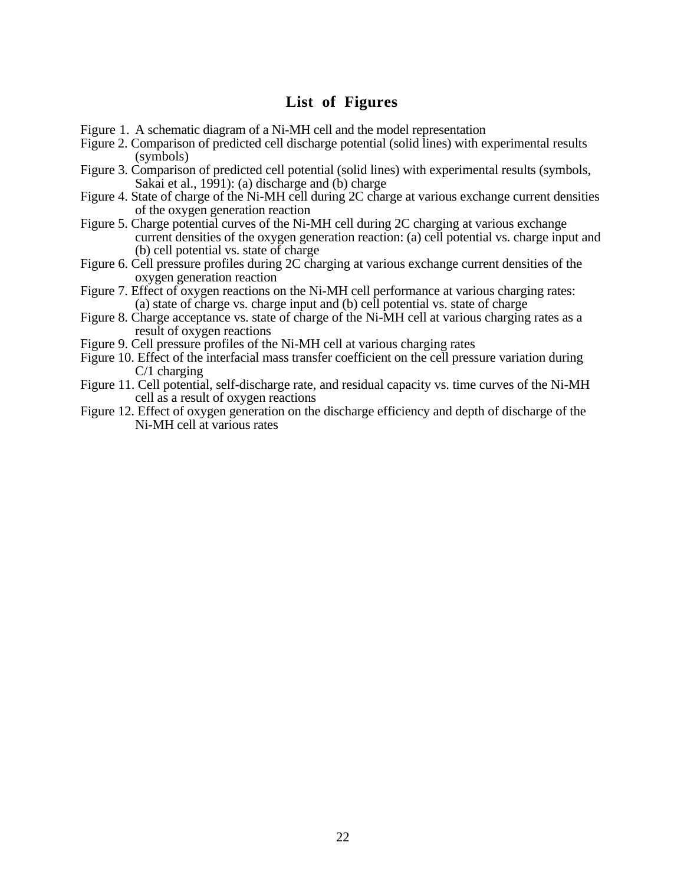# List of Figures

Figure 1. A schematic diagram of a Ni-MH cell and the model representation

Figure 2. Comparison of predicted cell discharge potential (solid lines) with experimental results (symbols)

Figure 3. Comparison of predicted cell potential (solid lines) with experimental results (symbols, Sakai et al., 1991): (a) discharge and (b) charge

Figure 4. State of charge of the Ni-MH cell during 2C charge at various exchange current densities of the oxygen generation reaction

Figure 5. Charge potential curves of the Ni-MH cell during 2C charging at various exchange current densities of the oxygen generation reaction: (a) cell potential vs. charge input and (b) cell potential vs. state of charge

Figure 6. Cell pressure profiles during 2C charging at various exchange current densities of the oxygen generation reaction

Figure 7. Effect of oxygen reactions on the Ni-MH cell performance at various charging rates: (a) state of charge vs. charge input and (b) cell potential vs. state of charge

Figure 8. Charge acceptance vs. state of charge of the Ni-MH cell at various charging rates as a result of oxygen reactions

Figure 9. Cell pressure profiles of the Ni-MH cell at various charging rates

Figure 10. Effect of the interfacial mass transfer coefficient on the cell pressure variation during C/1 charging

Figure 11. Cell potential, self-discharge rate, and residual capacity vs. time curves of the Ni-MH cell as a result of oxygen reactions

Figure 12. Effect of oxygen generation on the discharge efficiency and depth of discharge of the Ni-MH cell at various rates